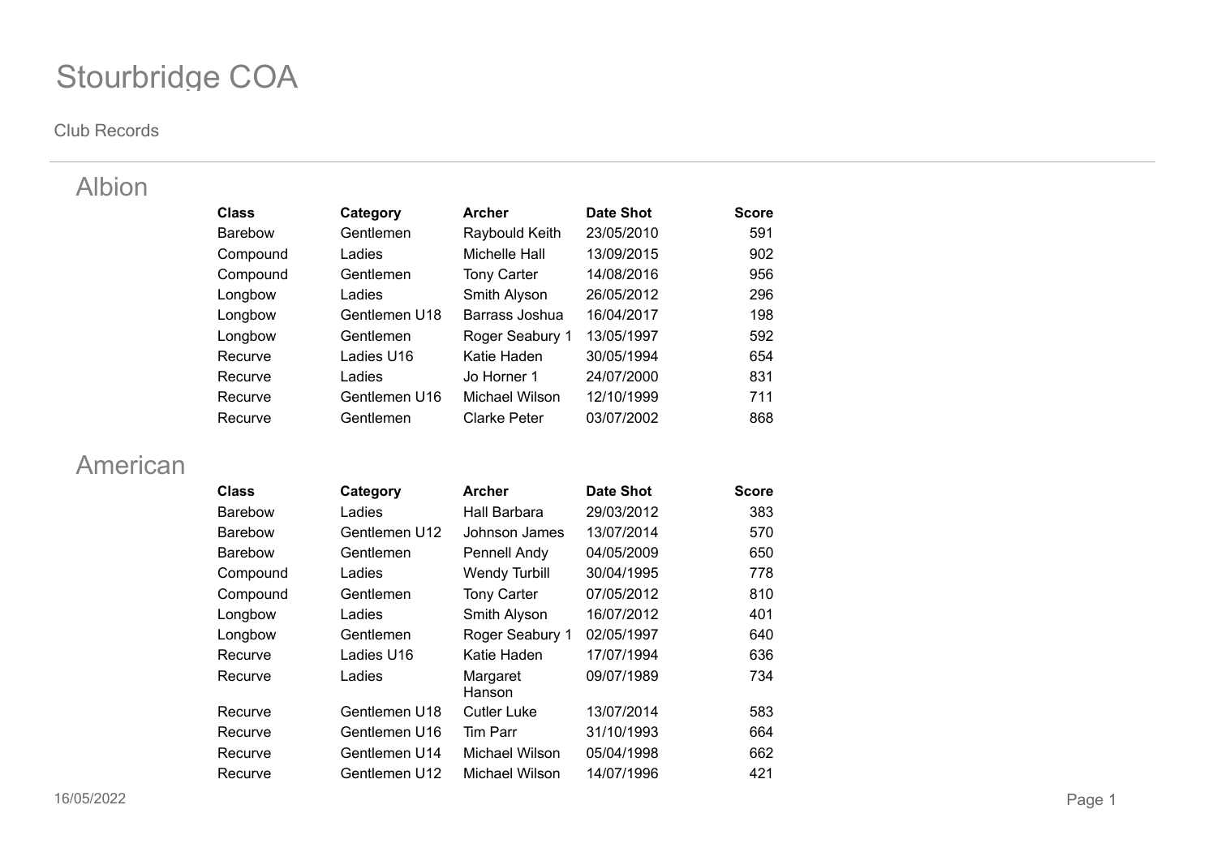# Stourbridge COA

Club Records

## Albion

| Class | Category | Archer | Date Shot | Score |
|---|---|---|---|---|
| Barebow | Gentlemen | Raybould Keith | 23/05/2010 | 591 |
| Compound | Ladies | Michelle Hall | 13/09/2015 | 902 |
| Compound | Gentlemen | Tony Carter | 14/08/2016 | 956 |
| Longbow | Ladies | Smith Alyson | 26/05/2012 | 296 |
| Longbow | Gentlemen U18 | Barrass Joshua | 16/04/2017 | 198 |
| Longbow | Gentlemen | Roger Seabury 1 | 13/05/1997 | 592 |
| Recurve | Ladies U16 | Katie Haden | 30/05/1994 | 654 |
| Recurve | Ladies | Jo Horner 1 | 24/07/2000 | 831 |
| Recurve | Gentlemen U16 | Michael Wilson | 12/10/1999 | 711 |
| Recurve | Gentlemen | Clarke Peter | 03/07/2002 | 868 |

## American

| Class | Category | Archer | Date Shot | Score |
|---|---|---|---|---|
| Barebow | Ladies | Hall Barbara | 29/03/2012 | 383 |
| Barebow | Gentlemen U12 | Johnson James | 13/07/2014 | 570 |
| Barebow | Gentlemen | Pennell Andy | 04/05/2009 | 650 |
| Compound | Ladies | Wendy Turbill | 30/04/1995 | 778 |
| Compound | Gentlemen | Tony Carter | 07/05/2012 | 810 |
| Longbow | Ladies | Smith Alyson | 16/07/2012 | 401 |
| Longbow | Gentlemen | Roger Seabury 1 | 02/05/1997 | 640 |
| Recurve | Ladies U16 | Katie Haden | 17/07/1994 | 636 |
| Recurve | Ladies | Margaret Hanson | 09/07/1989 | 734 |
| Recurve | Gentlemen U18 | Cutler Luke | 13/07/2014 | 583 |
| Recurve | Gentlemen U16 | Tim Parr | 31/10/1993 | 664 |
| Recurve | Gentlemen U14 | Michael Wilson | 05/04/1998 | 662 |
| Recurve | Gentlemen U12 | Michael Wilson | 14/07/1996 | 421 |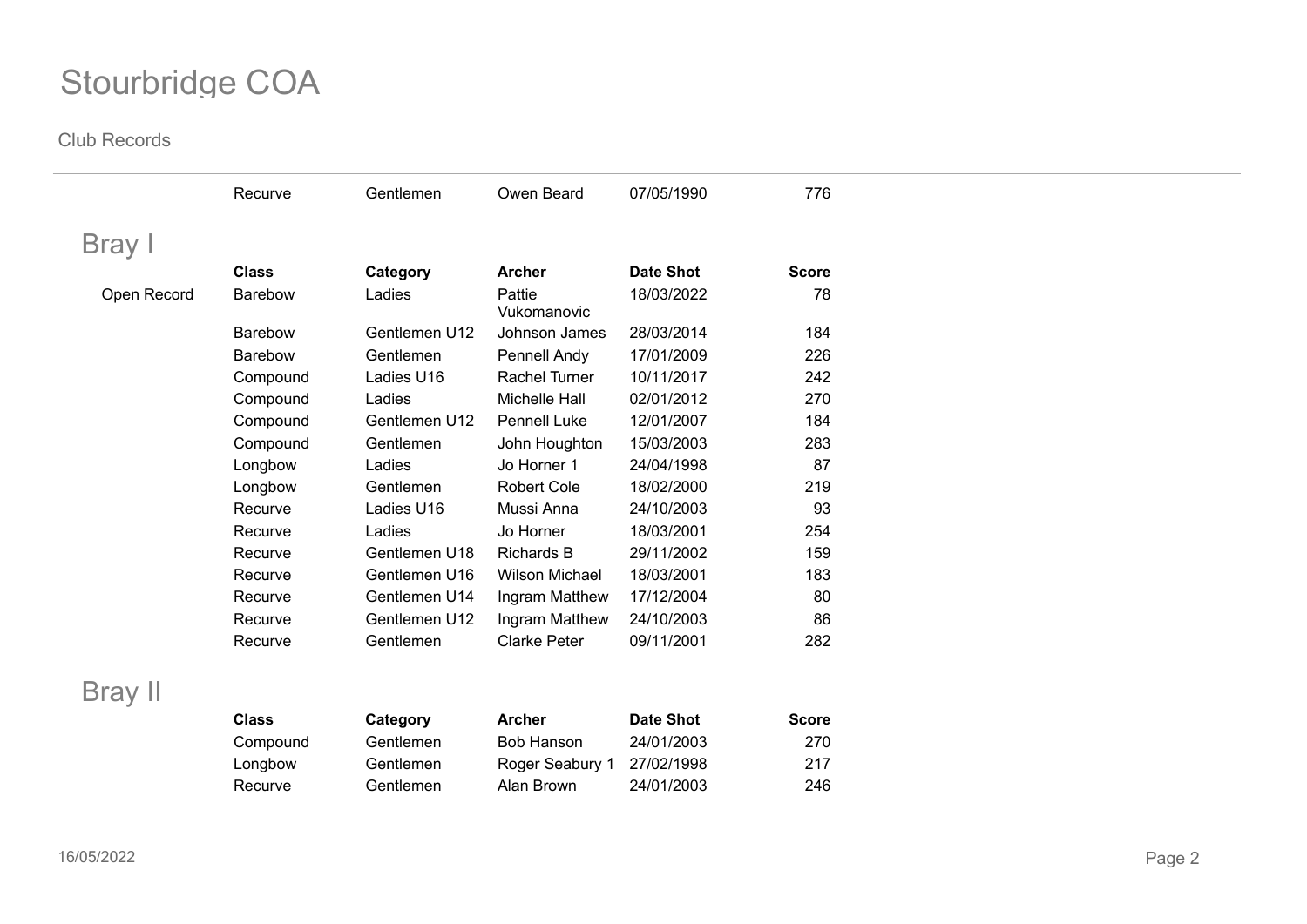# Stourbridge COA

Club Records

| | Class | Category | Archer | Date Shot | Score |
|---|---|---|---|---|---|
| | Recurve | Gentlemen | Owen Beard | 07/05/1990 | 776 |

## Bray I

| | Class | Category | Archer | Date Shot | Score |
|---|---|---|---|---|---|
| Open Record | Barebow | Ladies | Pattie Vukomanovic | 18/03/2022 | 78 |
| | Barebow | Gentlemen U12 | Johnson James | 28/03/2014 | 184 |
| | Barebow | Gentlemen | Pennell Andy | 17/01/2009 | 226 |
| | Compound | Ladies U16 | Rachel Turner | 10/11/2017 | 242 |
| | Compound | Ladies | Michelle Hall | 02/01/2012 | 270 |
| | Compound | Gentlemen U12 | Pennell Luke | 12/01/2007 | 184 |
| | Compound | Gentlemen | John Houghton | 15/03/2003 | 283 |
| | Longbow | Ladies | Jo Horner 1 | 24/04/1998 | 87 |
| | Longbow | Gentlemen | Robert Cole | 18/02/2000 | 219 |
| | Recurve | Ladies U16 | Mussi Anna | 24/10/2003 | 93 |
| | Recurve | Ladies | Jo Horner | 18/03/2001 | 254 |
| | Recurve | Gentlemen U18 | Richards B | 29/11/2002 | 159 |
| | Recurve | Gentlemen U16 | Wilson Michael | 18/03/2001 | 183 |
| | Recurve | Gentlemen U14 | Ingram Matthew | 17/12/2004 | 80 |
| | Recurve | Gentlemen U12 | Ingram Matthew | 24/10/2003 | 86 |
| | Recurve | Gentlemen | Clarke Peter | 09/11/2001 | 282 |

## Bray II

| Class | Category | Archer | Date Shot | Score |
|---|---|---|---|---|
| Compound | Gentlemen | Bob Hanson | 24/01/2003 | 270 |
| Longbow | Gentlemen | Roger Seabury 1 | 27/02/1998 | 217 |
| Recurve | Gentlemen | Alan Brown | 24/01/2003 | 246 |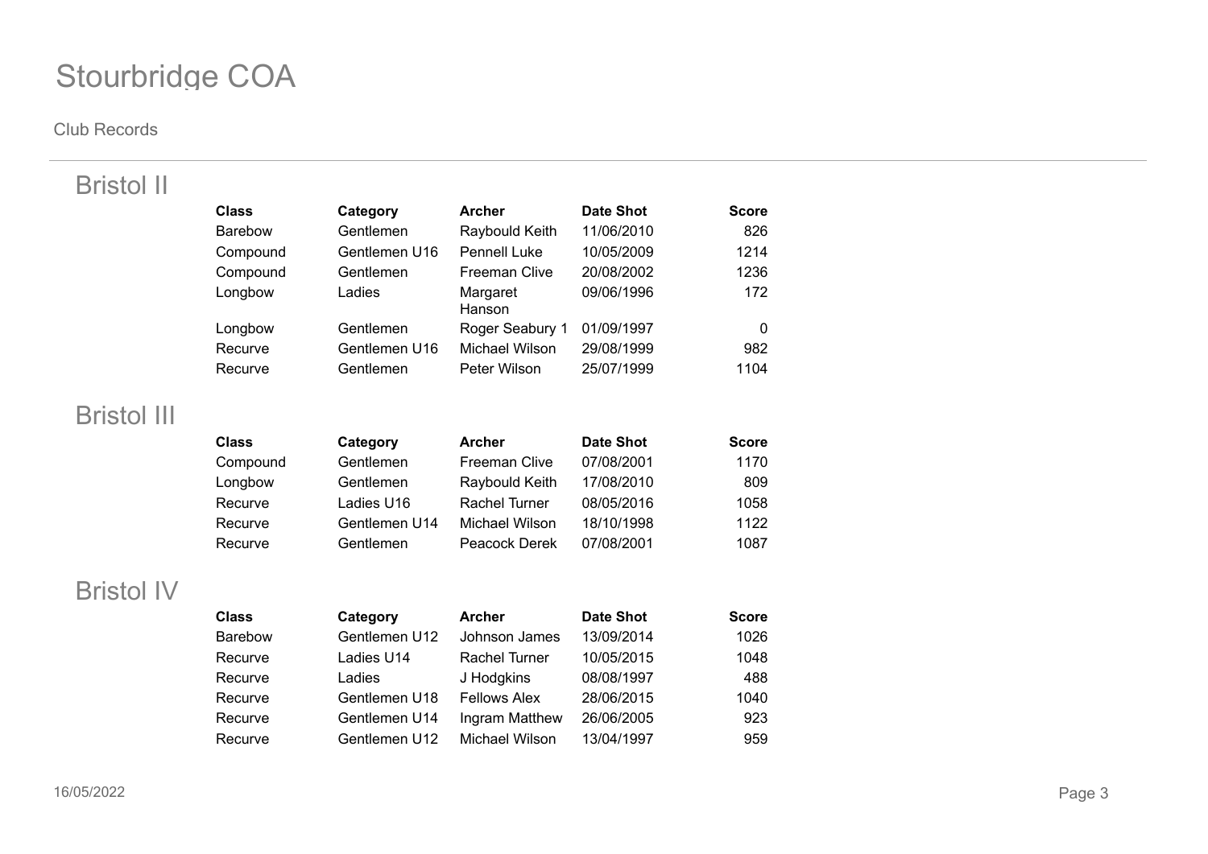# Stourbridge COA

Club Records

## Bristol II

| Class | Category | Archer | Date Shot | Score |
|---|---|---|---|---|
| Barebow | Gentlemen | Raybould Keith | 11/06/2010 | 826 |
| Compound | Gentlemen U16 | Pennell Luke | 10/05/2009 | 1214 |
| Compound | Gentlemen | Freeman Clive | 20/08/2002 | 1236 |
| Longbow | Ladies | Margaret Hanson | 09/06/1996 | 172 |
| Longbow | Gentlemen | Roger Seabury 1 | 01/09/1997 | 0 |
| Recurve | Gentlemen U16 | Michael Wilson | 29/08/1999 | 982 |
| Recurve | Gentlemen | Peter Wilson | 25/07/1999 | 1104 |

## Bristol III

| Class | Category | Archer | Date Shot | Score |
|---|---|---|---|---|
| Compound | Gentlemen | Freeman Clive | 07/08/2001 | 1170 |
| Longbow | Gentlemen | Raybould Keith | 17/08/2010 | 809 |
| Recurve | Ladies U16 | Rachel Turner | 08/05/2016 | 1058 |
| Recurve | Gentlemen U14 | Michael Wilson | 18/10/1998 | 1122 |
| Recurve | Gentlemen | Peacock Derek | 07/08/2001 | 1087 |

## Bristol IV

| Class | Category | Archer | Date Shot | Score |
|---|---|---|---|---|
| Barebow | Gentlemen U12 | Johnson James | 13/09/2014 | 1026 |
| Recurve | Ladies U14 | Rachel Turner | 10/05/2015 | 1048 |
| Recurve | Ladies | J Hodgkins | 08/08/1997 | 488 |
| Recurve | Gentlemen U18 | Fellows Alex | 28/06/2015 | 1040 |
| Recurve | Gentlemen U14 | Ingram Matthew | 26/06/2005 | 923 |
| Recurve | Gentlemen U12 | Michael Wilson | 13/04/1997 | 959 |

16/05/2022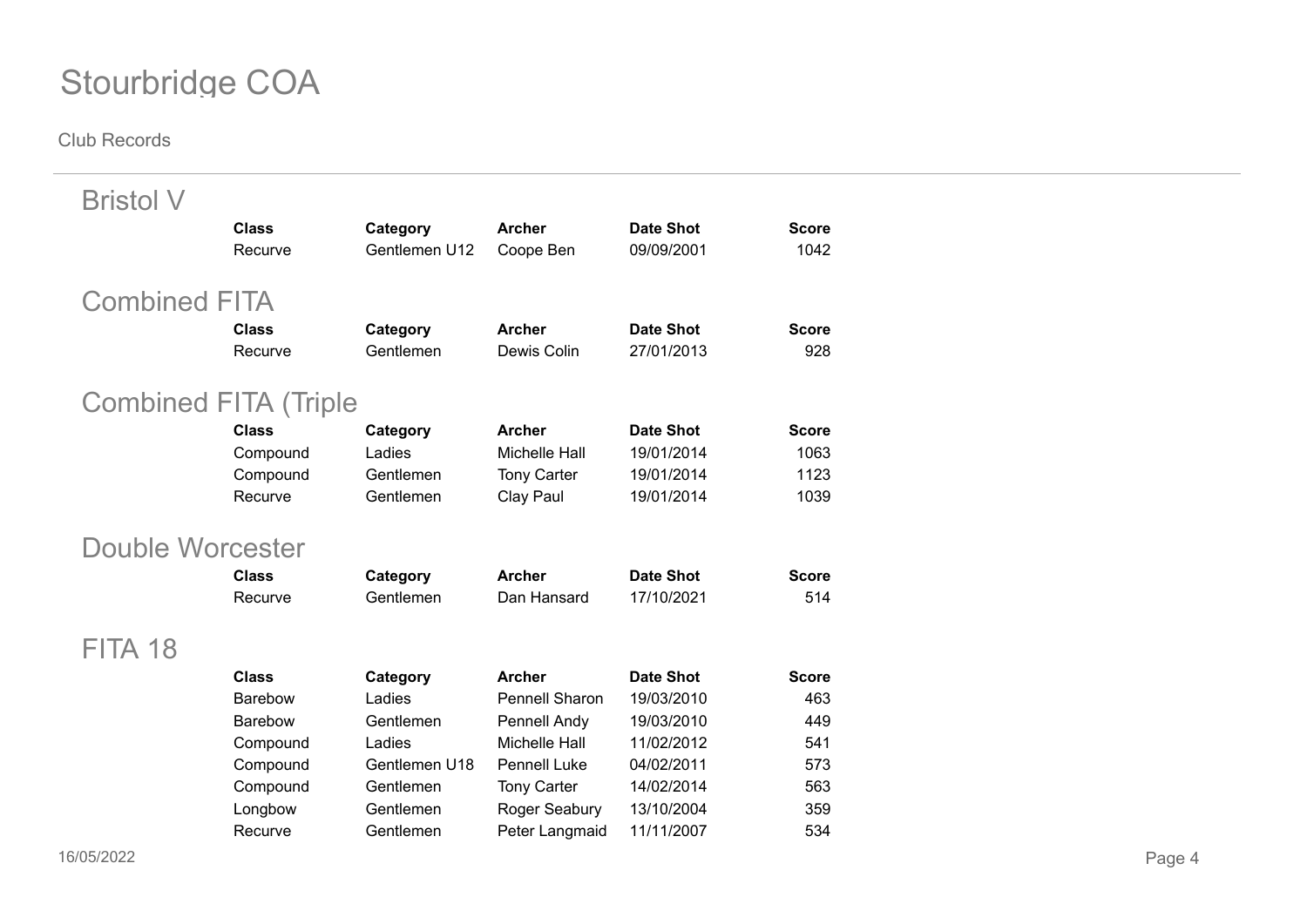# Stourbridge COA

Club Records

## Bristol V

| Class | Category | Archer | Date Shot | Score |
|---|---|---|---|---|
| Recurve | Gentlemen U12 | Coope Ben | 09/09/2001 | 1042 |

## Combined FITA

| Class | Category | Archer | Date Shot | Score |
|---|---|---|---|---|
| Recurve | Gentlemen | Dewis Colin | 27/01/2013 | 928 |

## Combined FITA (Triple

| Class | Category | Archer | Date Shot | Score |
|---|---|---|---|---|
| Compound | Ladies | Michelle Hall | 19/01/2014 | 1063 |
| Compound | Gentlemen | Tony Carter | 19/01/2014 | 1123 |
| Recurve | Gentlemen | Clay Paul | 19/01/2014 | 1039 |

## Double Worcester

| Class | Category | Archer | Date Shot | Score |
|---|---|---|---|---|
| Recurve | Gentlemen | Dan Hansard | 17/10/2021 | 514 |

## FITA 18

| Class | Category | Archer | Date Shot | Score |
|---|---|---|---|---|
| Barebow | Ladies | Pennell Sharon | 19/03/2010 | 463 |
| Barebow | Gentlemen | Pennell Andy | 19/03/2010 | 449 |
| Compound | Ladies | Michelle Hall | 11/02/2012 | 541 |
| Compound | Gentlemen U18 | Pennell Luke | 04/02/2011 | 573 |
| Compound | Gentlemen | Tony Carter | 14/02/2014 | 563 |
| Longbow | Gentlemen | Roger Seabury | 13/10/2004 | 359 |
| Recurve | Gentlemen | Peter Langmaid | 11/11/2007 | 534 |

16/05/2022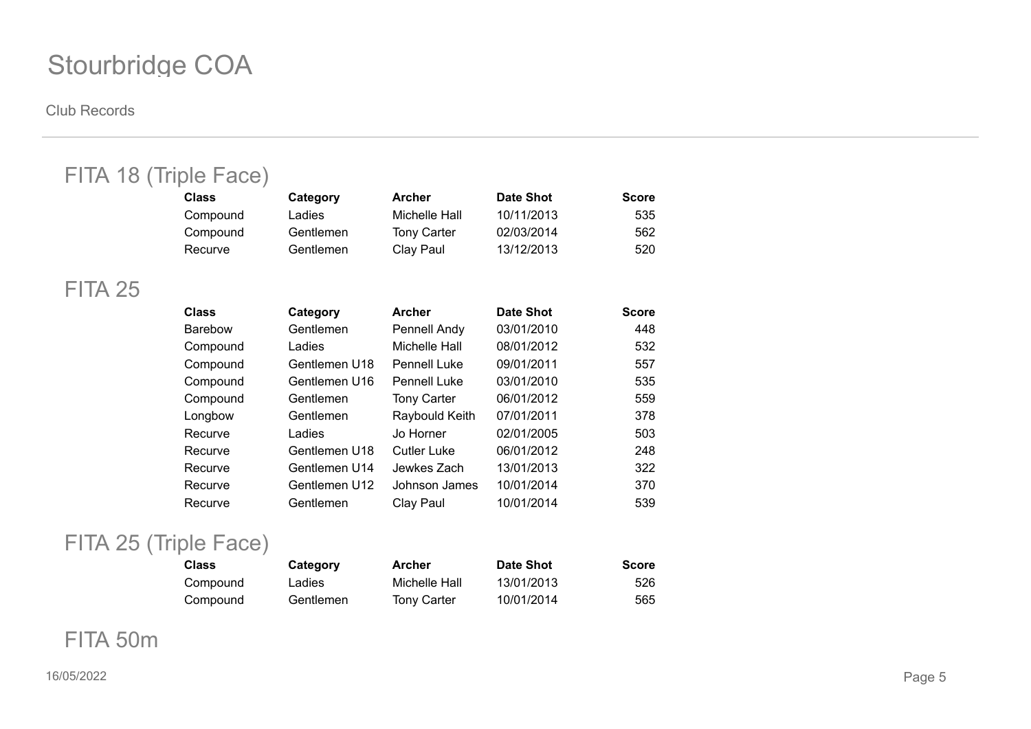# Stourbridge COA

Club Records

## FITA 18 (Triple Face)

| Class | Category | Archer | Date Shot | Score |
|---|---|---|---|---|
| Compound | Ladies | Michelle Hall | 10/11/2013 | 535 |
| Compound | Gentlemen | Tony Carter | 02/03/2014 | 562 |
| Recurve | Gentlemen | Clay Paul | 13/12/2013 | 520 |

## FITA 25

| Class | Category | Archer | Date Shot | Score |
|---|---|---|---|---|
| Barebow | Gentlemen | Pennell Andy | 03/01/2010 | 448 |
| Compound | Ladies | Michelle Hall | 08/01/2012 | 532 |
| Compound | Gentlemen U18 | Pennell Luke | 09/01/2011 | 557 |
| Compound | Gentlemen U16 | Pennell Luke | 03/01/2010 | 535 |
| Compound | Gentlemen | Tony Carter | 06/01/2012 | 559 |
| Longbow | Gentlemen | Raybould Keith | 07/01/2011 | 378 |
| Recurve | Ladies | Jo Horner | 02/01/2005 | 503 |
| Recurve | Gentlemen U18 | Cutler Luke | 06/01/2012 | 248 |
| Recurve | Gentlemen U14 | Jewkes Zach | 13/01/2013 | 322 |
| Recurve | Gentlemen U12 | Johnson James | 10/01/2014 | 370 |
| Recurve | Gentlemen | Clay Paul | 10/01/2014 | 539 |

## FITA 25 (Triple Face)

| Class | Category | Archer | Date Shot | Score |
|---|---|---|---|---|
| Compound | Ladies | Michelle Hall | 13/01/2013 | 526 |
| Compound | Gentlemen | Tony Carter | 10/01/2014 | 565 |

## FITA 50m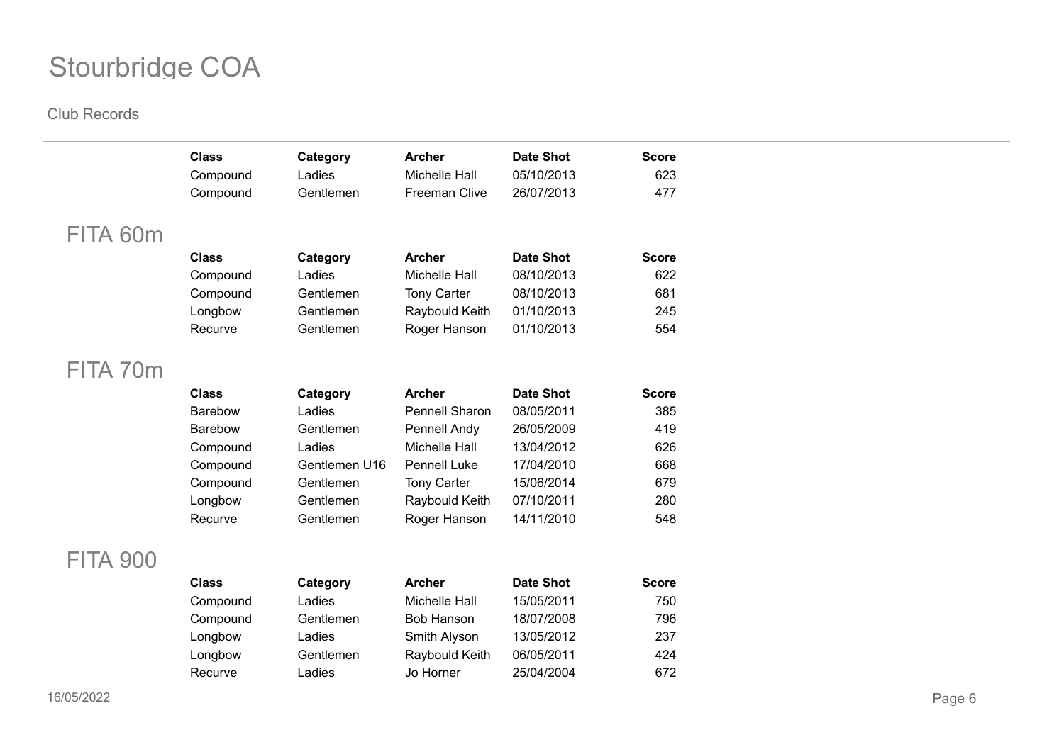| Class | Category | Archer | Date Shot | Score |
|---|---|---|---|---|
| Compound | Ladies | Michelle Hall | 05/10/2013 | 623 |
| Compound | Gentlemen | Freeman Clive | 26/07/2013 | 477 |

## FITA 60m

| Class | Category | Archer | Date Shot | Score |
|---|---|---|---|---|
| Compound | Ladies | Michelle Hall | 08/10/2013 | 622 |
| Compound | Gentlemen | Tony Carter | 08/10/2013 | 681 |
| Longbow | Gentlemen | Raybould Keith | 01/10/2013 | 245 |
| Recurve | Gentlemen | Roger Hanson | 01/10/2013 | 554 |

## FITA 70m

| Class | Category | Archer | Date Shot | Score |
|---|---|---|---|---|
| Barebow | Ladies | Pennell Sharon | 08/05/2011 | 385 |
| Barebow | Gentlemen | Pennell Andy | 26/05/2009 | 419 |
| Compound | Ladies | Michelle Hall | 13/04/2012 | 626 |
| Compound | Gentlemen U16 | Pennell Luke | 17/04/2010 | 668 |
| Compound | Gentlemen | Tony Carter | 15/06/2014 | 679 |
| Longbow | Gentlemen | Raybould Keith | 07/10/2011 | 280 |
| Recurve | Gentlemen | Roger Hanson | 14/11/2010 | 548 |

## FITA 900

| Class | Category | Archer | Date Shot | Score |
|---|---|---|---|---|
| Compound | Ladies | Michelle Hall | 15/05/2011 | 750 |
| Compound | Gentlemen | Bob Hanson | 18/07/2008 | 796 |
| Longbow | Ladies | Smith Alyson | 13/05/2012 | 237 |
| Longbow | Gentlemen | Raybould Keith | 06/05/2011 | 424 |
| Recurve | Ladies | Jo Horner | 25/04/2004 | 672 |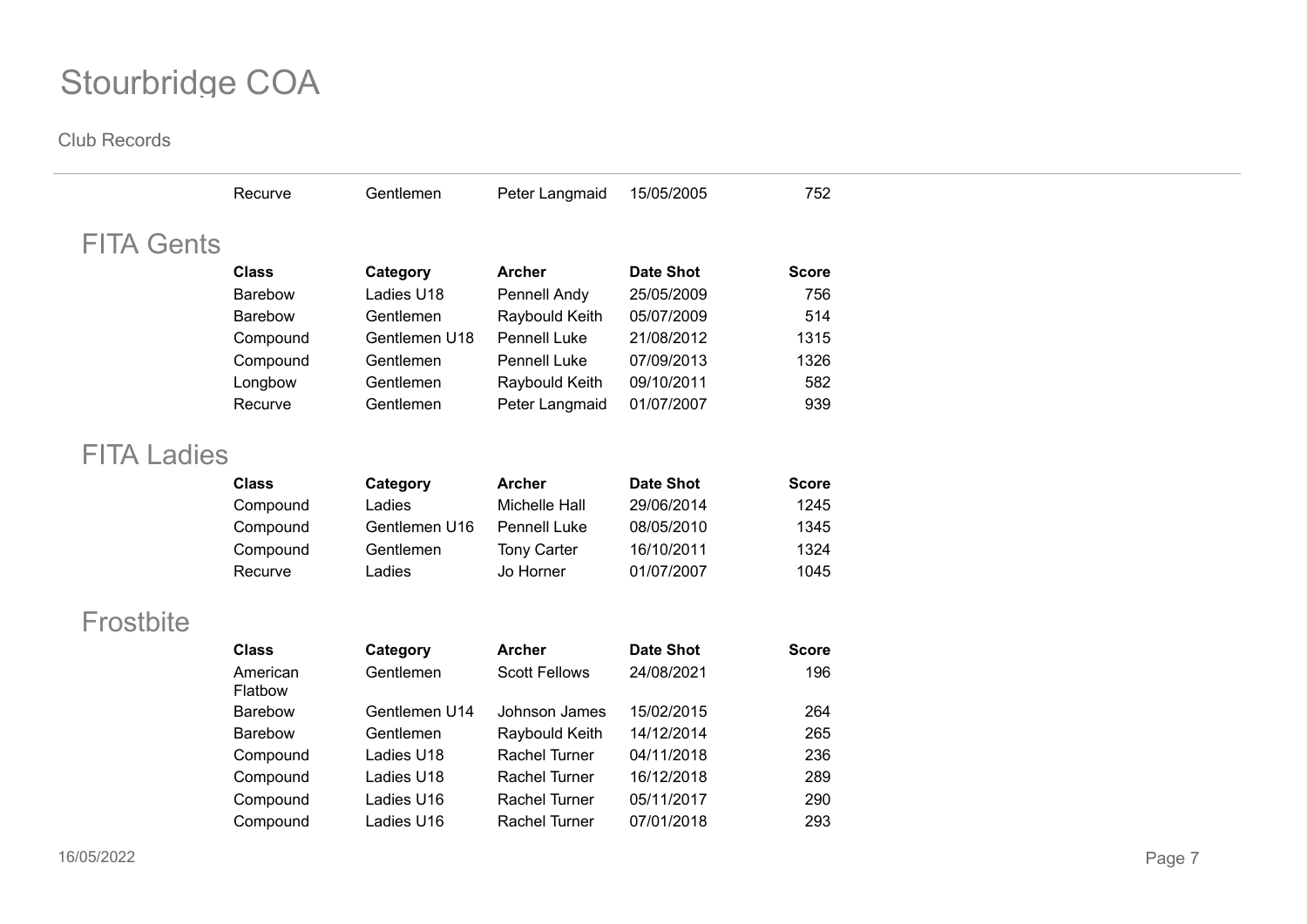| Recurve | Gentlemen | Peter Langmaid | 15/05/2005 | 752 |
|---|---|---|---|---|

## FITA Gents

| Class | Category | Archer | Date Shot | Score |
|---|---|---|---|---|
| Barebow | Ladies U18 | Pennell Andy | 25/05/2009 | 756 |
| Barebow | Gentlemen | Raybould Keith | 05/07/2009 | 514 |
| Compound | Gentlemen U18 | Pennell Luke | 21/08/2012 | 1315 |
| Compound | Gentlemen | Pennell Luke | 07/09/2013 | 1326 |
| Longbow | Gentlemen | Raybould Keith | 09/10/2011 | 582 |
| Recurve | Gentlemen | Peter Langmaid | 01/07/2007 | 939 |

## FITA Ladies

| Class | Category | Archer | Date Shot | Score |
|---|---|---|---|---|
| Compound | Ladies | Michelle Hall | 29/06/2014 | 1245 |
| Compound | Gentlemen U16 | Pennell Luke | 08/05/2010 | 1345 |
| Compound | Gentlemen | Tony Carter | 16/10/2011 | 1324 |
| Recurve | Ladies | Jo Horner | 01/07/2007 | 1045 |

## Frostbite

| Class | Category | Archer | Date Shot | Score |
|---|---|---|---|---|
| American Flatbow | Gentlemen | Scott Fellows | 24/08/2021 | 196 |
| Barebow | Gentlemen U14 | Johnson James | 15/02/2015 | 264 |
| Barebow | Gentlemen | Raybould Keith | 14/12/2014 | 265 |
| Compound | Ladies U18 | Rachel Turner | 04/11/2018 | 236 |
| Compound | Ladies U18 | Rachel Turner | 16/12/2018 | 289 |
| Compound | Ladies U16 | Rachel Turner | 05/11/2017 | 290 |
| Compound | Ladies U16 | Rachel Turner | 07/01/2018 | 293 |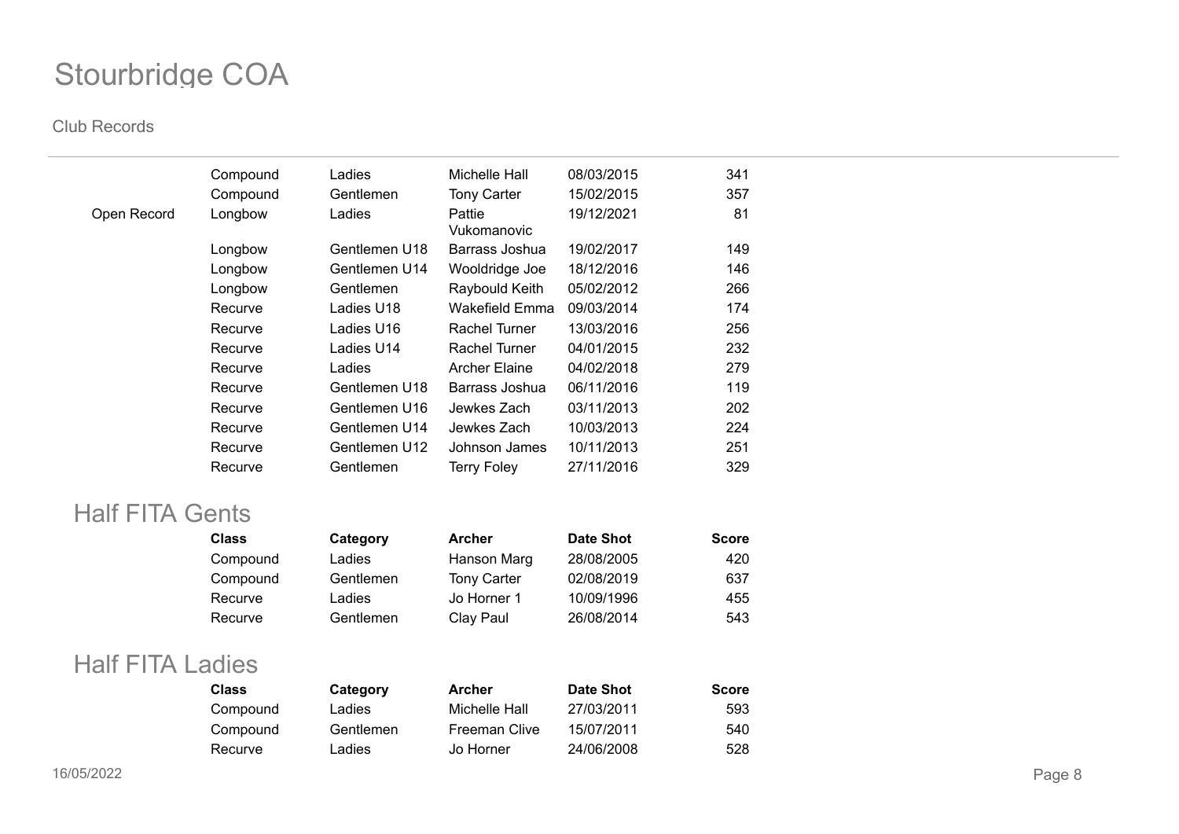# Stourbridge COA

Club Records

| | Class | Category | Archer | Date Shot | Score |
|---|---|---|---|---|---|
| | Compound | Ladies | Michelle Hall | 08/03/2015 | 341 |
| | Compound | Gentlemen | Tony Carter | 15/02/2015 | 357 |
| Open Record | Longbow | Ladies | Pattie Vukomanovic | 19/12/2021 | 81 |
| | Longbow | Gentlemen U18 | Barrass Joshua | 19/02/2017 | 149 |
| | Longbow | Gentlemen U14 | Wooldridge Joe | 18/12/2016 | 146 |
| | Longbow | Gentlemen | Raybould Keith | 05/02/2012 | 266 |
| | Recurve | Ladies U18 | Wakefield Emma | 09/03/2014 | 174 |
| | Recurve | Ladies U16 | Rachel Turner | 13/03/2016 | 256 |
| | Recurve | Ladies U14 | Rachel Turner | 04/01/2015 | 232 |
| | Recurve | Ladies | Archer Elaine | 04/02/2018 | 279 |
| | Recurve | Gentlemen U18 | Barrass Joshua | 06/11/2016 | 119 |
| | Recurve | Gentlemen U16 | Jewkes Zach | 03/11/2013 | 202 |
| | Recurve | Gentlemen U14 | Jewkes Zach | 10/03/2013 | 224 |
| | Recurve | Gentlemen U12 | Johnson James | 10/11/2013 | 251 |
| | Recurve | Gentlemen | Terry Foley | 27/11/2016 | 329 |

## Half FITA Gents

| Class | Category | Archer | Date Shot | Score |
|---|---|---|---|---|
| Compound | Ladies | Hanson Marg | 28/08/2005 | 420 |
| Compound | Gentlemen | Tony Carter | 02/08/2019 | 637 |
| Recurve | Ladies | Jo Horner 1 | 10/09/1996 | 455 |
| Recurve | Gentlemen | Clay Paul | 26/08/2014 | 543 |

## Half FITA Ladies

| Class | Category | Archer | Date Shot | Score |
|---|---|---|---|---|
| Compound | Ladies | Michelle Hall | 27/03/2011 | 593 |
| Compound | Gentlemen | Freeman Clive | 15/07/2011 | 540 |
| Recurve | Ladies | Jo Horner | 24/06/2008 | 528 |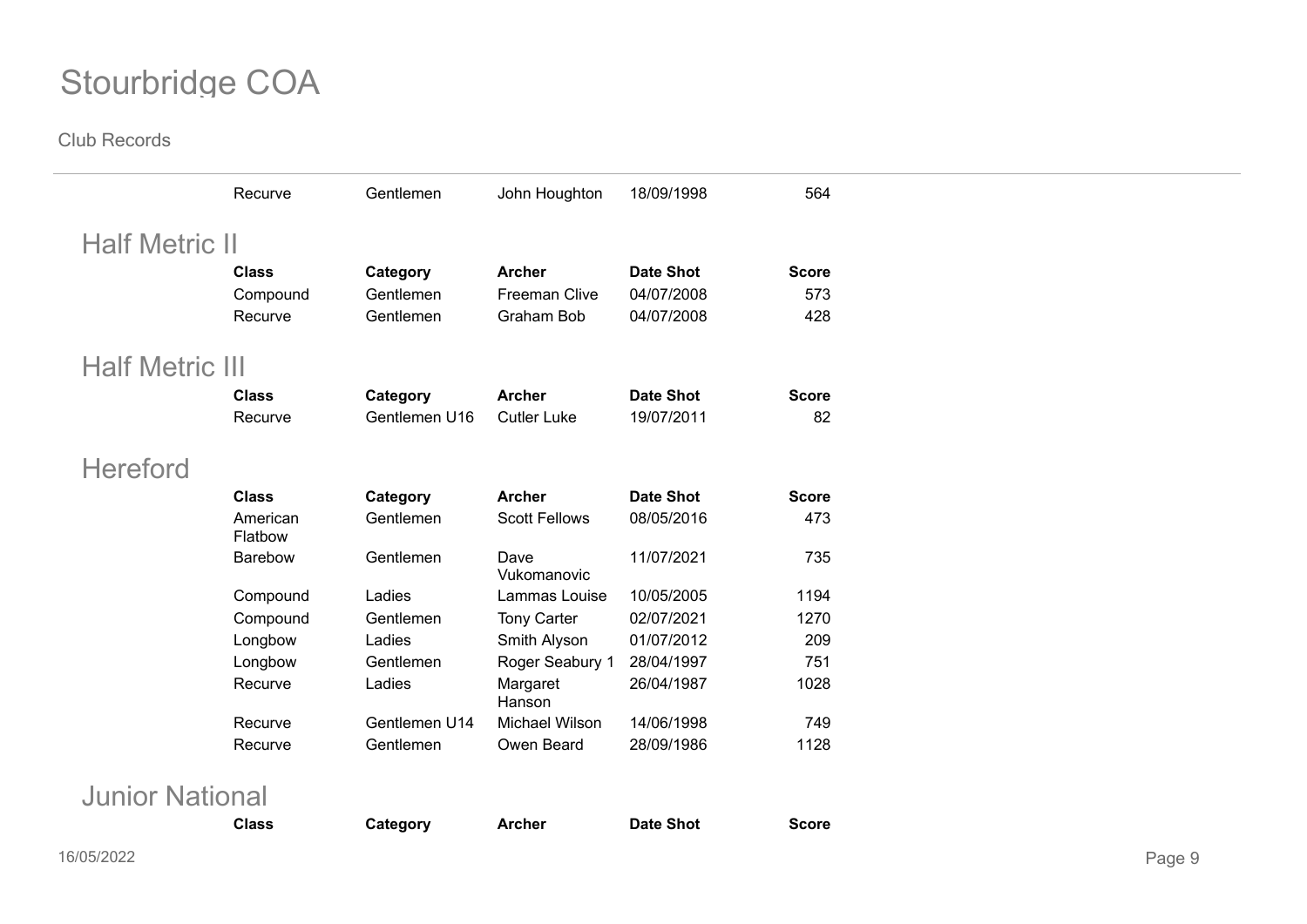| | | | |
|---|---|---|---|
| Recurve | Gentlemen | John Houghton | 18/09/1998 | 564 |

## Half Metric II

| Class | Category | Archer | Date Shot | Score |
|---|---|---|---|---|
| Compound | Gentlemen | Freeman Clive | 04/07/2008 | 573 |
| Recurve | Gentlemen | Graham Bob | 04/07/2008 | 428 |

## Half Metric III

| Class | Category | Archer | Date Shot | Score |
|---|---|---|---|---|
| Recurve | Gentlemen U16 | Cutler Luke | 19/07/2011 | 82 |

## Hereford

| Class | Category | Archer | Date Shot | Score |
|---|---|---|---|---|
| American Flatbow | Gentlemen | Scott Fellows | 08/05/2016 | 473 |
| Barebow | Gentlemen | Dave Vukomanovic | 11/07/2021 | 735 |
| Compound | Ladies | Lammas Louise | 10/05/2005 | 1194 |
| Compound | Gentlemen | Tony Carter | 02/07/2021 | 1270 |
| Longbow | Ladies | Smith Alyson | 01/07/2012 | 209 |
| Longbow | Gentlemen | Roger Seabury 1 | 28/04/1997 | 751 |
| Recurve | Ladies | Margaret Hanson | 26/04/1987 | 1028 |
| Recurve | Gentlemen U14 | Michael Wilson | 14/06/1998 | 749 |
| Recurve | Gentlemen | Owen Beard | 28/09/1986 | 1128 |

## Junior National

| Class | Category | Archer | Date Shot | Score |
|---|---|---|---|---|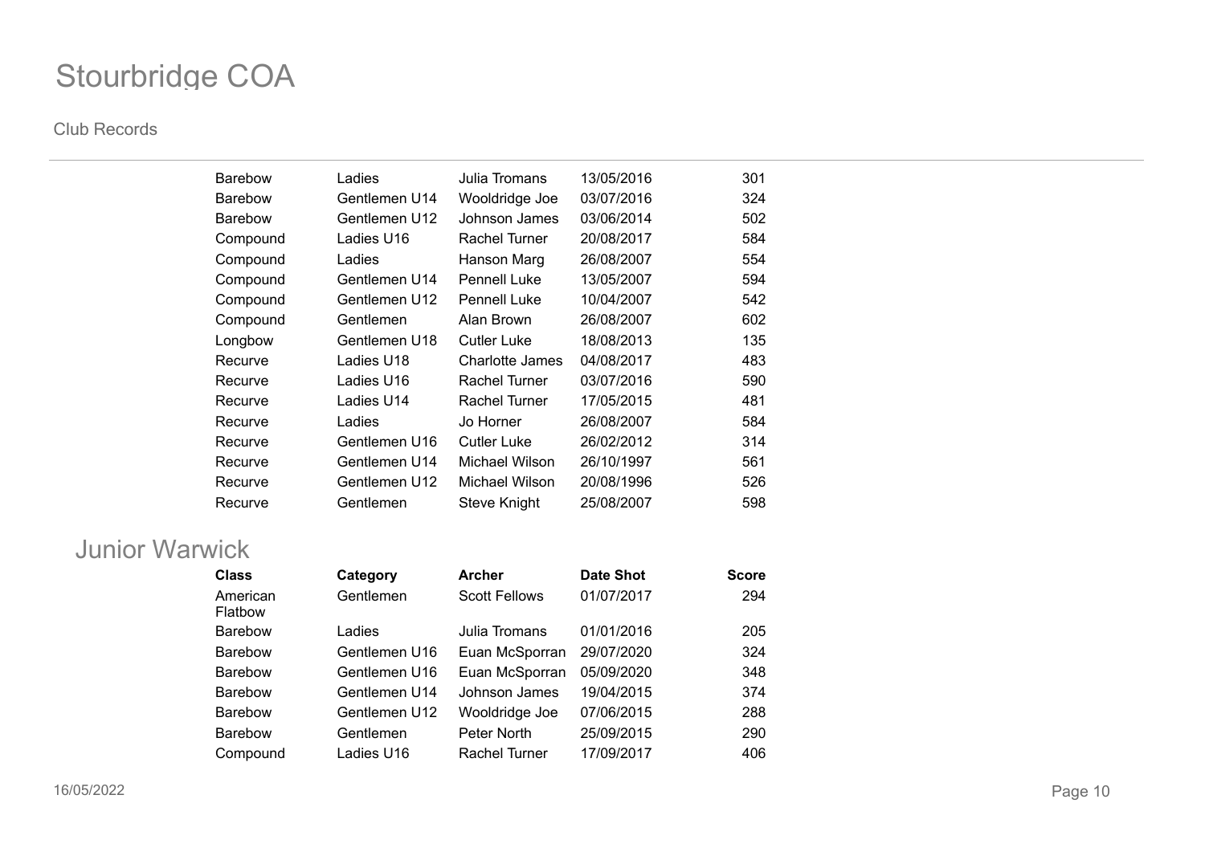# Stourbridge COA

Club Records

| Class | Category | Archer | Date Shot | Score |
|---|---|---|---|---|
| Barebow | Ladies | Julia Tromans | 13/05/2016 | 301 |
| Barebow | Gentlemen U14 | Wooldridge Joe | 03/07/2016 | 324 |
| Barebow | Gentlemen U12 | Johnson James | 03/06/2014 | 502 |
| Compound | Ladies U16 | Rachel Turner | 20/08/2017 | 584 |
| Compound | Ladies | Hanson Marg | 26/08/2007 | 554 |
| Compound | Gentlemen U14 | Pennell Luke | 13/05/2007 | 594 |
| Compound | Gentlemen U12 | Pennell Luke | 10/04/2007 | 542 |
| Compound | Gentlemen | Alan Brown | 26/08/2007 | 602 |
| Longbow | Gentlemen U18 | Cutler Luke | 18/08/2013 | 135 |
| Recurve | Ladies U18 | Charlotte James | 04/08/2017 | 483 |
| Recurve | Ladies U16 | Rachel Turner | 03/07/2016 | 590 |
| Recurve | Ladies U14 | Rachel Turner | 17/05/2015 | 481 |
| Recurve | Ladies | Jo Horner | 26/08/2007 | 584 |
| Recurve | Gentlemen U16 | Cutler Luke | 26/02/2012 | 314 |
| Recurve | Gentlemen U14 | Michael Wilson | 26/10/1997 | 561 |
| Recurve | Gentlemen U12 | Michael Wilson | 20/08/1996 | 526 |
| Recurve | Gentlemen | Steve Knight | 25/08/2007 | 598 |

## Junior Warwick

| Class | Category | Archer | Date Shot | Score |
|---|---|---|---|---|
| American Flatbow | Gentlemen | Scott Fellows | 01/07/2017 | 294 |
| Barebow | Ladies | Julia Tromans | 01/01/2016 | 205 |
| Barebow | Gentlemen U16 | Euan McSporran | 29/07/2020 | 324 |
| Barebow | Gentlemen U16 | Euan McSporran | 05/09/2020 | 348 |
| Barebow | Gentlemen U14 | Johnson James | 19/04/2015 | 374 |
| Barebow | Gentlemen U12 | Wooldridge Joe | 07/06/2015 | 288 |
| Barebow | Gentlemen | Peter North | 25/09/2015 | 290 |
| Compound | Ladies U16 | Rachel Turner | 17/09/2017 | 406 |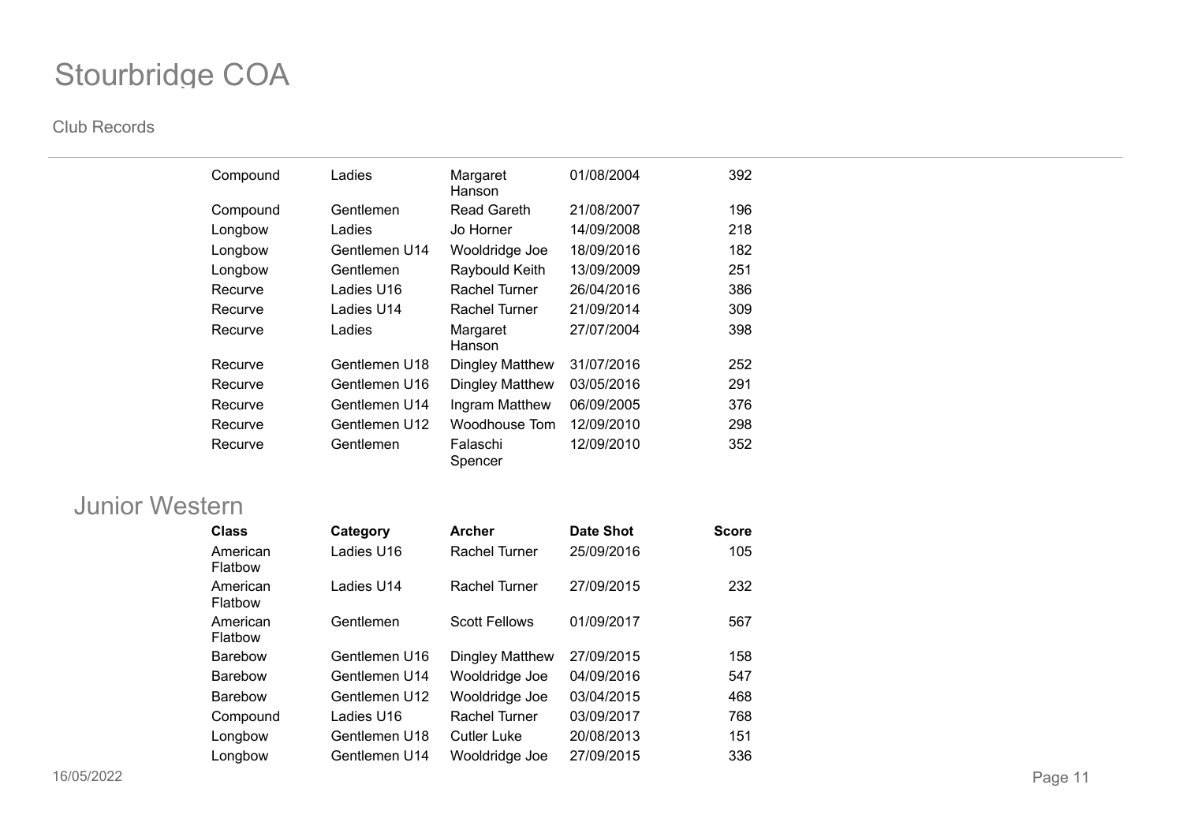# Stourbridge COA

Club Records

| | | | | |
|---|---|---|---|---|
| Compound | Ladies | Margaret Hanson | 01/08/2004 | 392 |
| Compound | Gentlemen | Read Gareth | 21/08/2007 | 196 |
| Longbow | Ladies | Jo Horner | 14/09/2008 | 218 |
| Longbow | Gentlemen U14 | Wooldridge Joe | 18/09/2016 | 182 |
| Longbow | Gentlemen | Raybould Keith | 13/09/2009 | 251 |
| Recurve | Ladies U16 | Rachel Turner | 26/04/2016 | 386 |
| Recurve | Ladies U14 | Rachel Turner | 21/09/2014 | 309 |
| Recurve | Ladies | Margaret Hanson | 27/07/2004 | 398 |
| Recurve | Gentlemen U18 | Dingley Matthew | 31/07/2016 | 252 |
| Recurve | Gentlemen U16 | Dingley Matthew | 03/05/2016 | 291 |
| Recurve | Gentlemen U14 | Ingram Matthew | 06/09/2005 | 376 |
| Recurve | Gentlemen U12 | Woodhouse Tom | 12/09/2010 | 298 |
| Recurve | Gentlemen | Falaschi Spencer | 12/09/2010 | 352 |

## Junior Western

| Class | Category | Archer | Date Shot | Score |
|---|---|---|---|---|
| American Flatbow | Ladies U16 | Rachel Turner | 25/09/2016 | 105 |
| American Flatbow | Ladies U14 | Rachel Turner | 27/09/2015 | 232 |
| American Flatbow | Gentlemen | Scott Fellows | 01/09/2017 | 567 |
| Barebow | Gentlemen U16 | Dingley Matthew | 27/09/2015 | 158 |
| Barebow | Gentlemen U14 | Wooldridge Joe | 04/09/2016 | 547 |
| Barebow | Gentlemen U12 | Wooldridge Joe | 03/04/2015 | 468 |
| Compound | Ladies U16 | Rachel Turner | 03/09/2017 | 768 |
| Longbow | Gentlemen U18 | Cutler Luke | 20/08/2013 | 151 |
| Longbow | Gentlemen U14 | Wooldridge Joe | 27/09/2015 | 336 |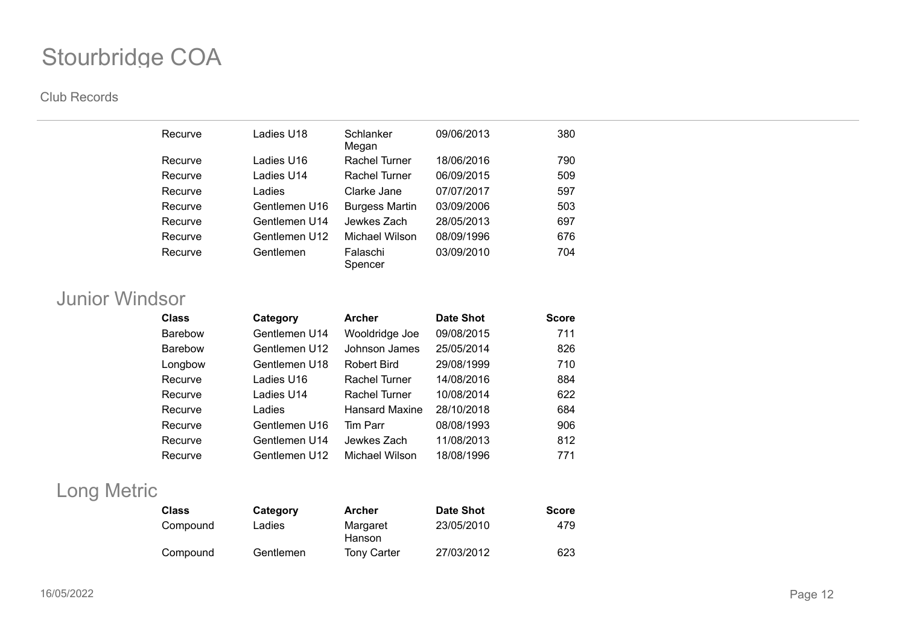| Class | Category | Archer | Date Shot | Score |
| --- | --- | --- | --- | --- |
| Recurve | Ladies U18 | Schlanker Megan | 09/06/2013 | 380 |
| Recurve | Ladies U16 | Rachel Turner | 18/06/2016 | 790 |
| Recurve | Ladies U14 | Rachel Turner | 06/09/2015 | 509 |
| Recurve | Ladies | Clarke Jane | 07/07/2017 | 597 |
| Recurve | Gentlemen U16 | Burgess Martin | 03/09/2006 | 503 |
| Recurve | Gentlemen U14 | Jewkes Zach | 28/05/2013 | 697 |
| Recurve | Gentlemen U12 | Michael Wilson | 08/09/1996 | 676 |
| Recurve | Gentlemen | Falaschi Spencer | 03/09/2010 | 704 |

## Junior Windsor

| Class | Category | Archer | Date Shot | Score |
| --- | --- | --- | --- | --- |
| Barebow | Gentlemen U14 | Wooldridge Joe | 09/08/2015 | 711 |
| Barebow | Gentlemen U12 | Johnson James | 25/05/2014 | 826 |
| Longbow | Gentlemen U18 | Robert Bird | 29/08/1999 | 710 |
| Recurve | Ladies U16 | Rachel Turner | 14/08/2016 | 884 |
| Recurve | Ladies U14 | Rachel Turner | 10/08/2014 | 622 |
| Recurve | Ladies | Hansard Maxine | 28/10/2018 | 684 |
| Recurve | Gentlemen U16 | Tim Parr | 08/08/1993 | 906 |
| Recurve | Gentlemen U14 | Jewkes Zach | 11/08/2013 | 812 |
| Recurve | Gentlemen U12 | Michael Wilson | 18/08/1996 | 771 |

## Long Metric

| Class | Category | Archer | Date Shot | Score |
| --- | --- | --- | --- | --- |
| Compound | Ladies | Margaret Hanson | 23/05/2010 | 479 |
| Compound | Gentlemen | Tony Carter | 27/03/2012 | 623 |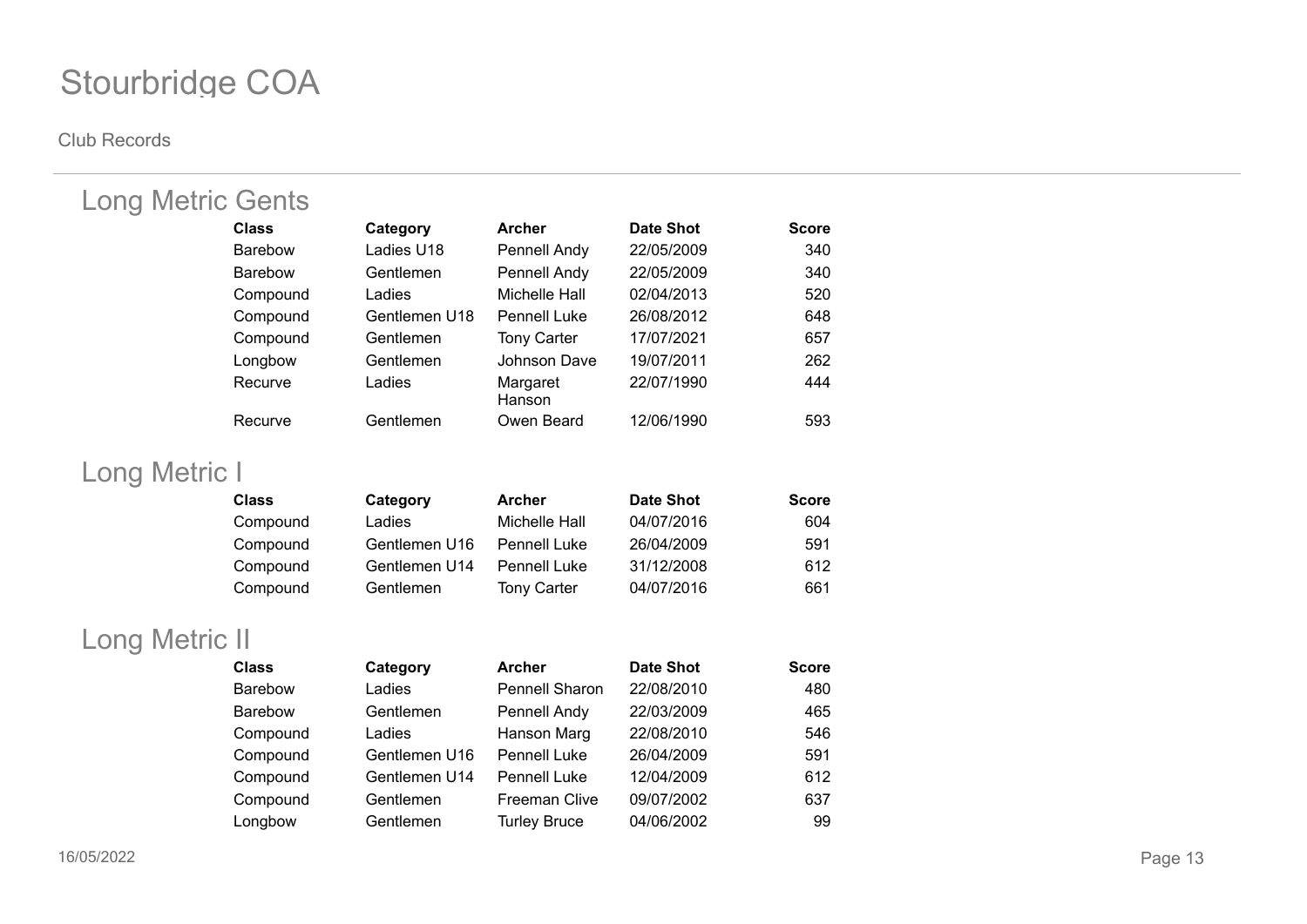# Stourbridge COA

Club Records

## Long Metric Gents

| Class | Category | Archer | Date Shot | Score |
|---|---|---|---|---|
| Barebow | Ladies U18 | Pennell Andy | 22/05/2009 | 340 |
| Barebow | Gentlemen | Pennell Andy | 22/05/2009 | 340 |
| Compound | Ladies | Michelle Hall | 02/04/2013 | 520 |
| Compound | Gentlemen U18 | Pennell Luke | 26/08/2012 | 648 |
| Compound | Gentlemen | Tony Carter | 17/07/2021 | 657 |
| Longbow | Gentlemen | Johnson Dave | 19/07/2011 | 262 |
| Recurve | Ladies | Margaret Hanson | 22/07/1990 | 444 |
| Recurve | Gentlemen | Owen Beard | 12/06/1990 | 593 |

## Long Metric I

| Class | Category | Archer | Date Shot | Score |
|---|---|---|---|---|
| Compound | Ladies | Michelle Hall | 04/07/2016 | 604 |
| Compound | Gentlemen U16 | Pennell Luke | 26/04/2009 | 591 |
| Compound | Gentlemen U14 | Pennell Luke | 31/12/2008 | 612 |
| Compound | Gentlemen | Tony Carter | 04/07/2016 | 661 |

## Long Metric II

| Class | Category | Archer | Date Shot | Score |
|---|---|---|---|---|
| Barebow | Ladies | Pennell Sharon | 22/08/2010 | 480 |
| Barebow | Gentlemen | Pennell Andy | 22/03/2009 | 465 |
| Compound | Ladies | Hanson Marg | 22/08/2010 | 546 |
| Compound | Gentlemen U16 | Pennell Luke | 26/04/2009 | 591 |
| Compound | Gentlemen U14 | Pennell Luke | 12/04/2009 | 612 |
| Compound | Gentlemen | Freeman Clive | 09/07/2002 | 637 |
| Longbow | Gentlemen | Turley Bruce | 04/06/2002 | 99 |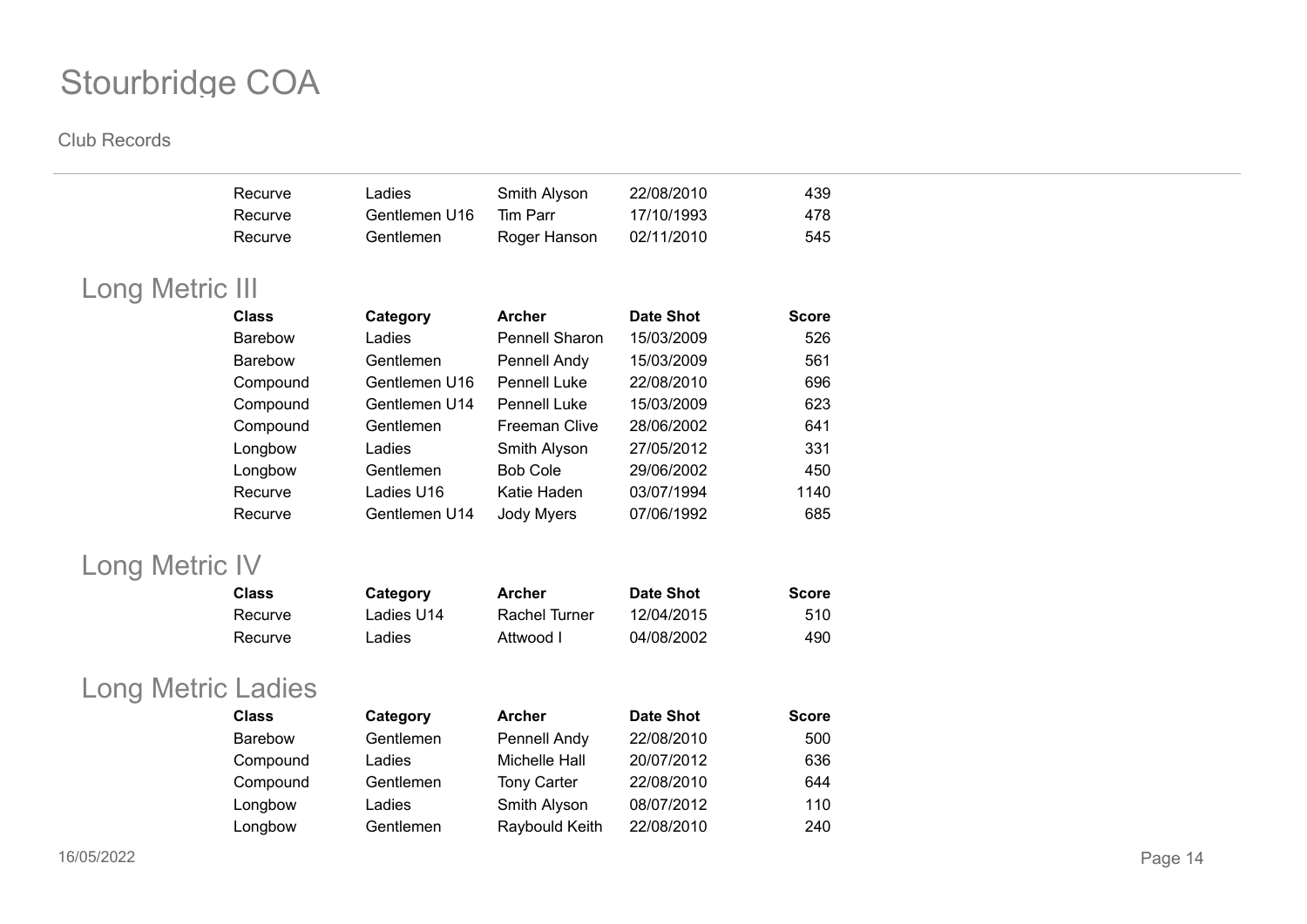| Class | Category | Archer | Date Shot | Score |
|---|---|---|---|---|
| Recurve | Ladies | Smith Alyson | 22/08/2010 | 439 |
| Recurve | Gentlemen U16 | Tim Parr | 17/10/1993 | 478 |
| Recurve | Gentlemen | Roger Hanson | 02/11/2010 | 545 |

## Long Metric III

| Class | Category | Archer | Date Shot | Score |
|---|---|---|---|---|
| Barebow | Ladies | Pennell Sharon | 15/03/2009 | 526 |
| Barebow | Gentlemen | Pennell Andy | 15/03/2009 | 561 |
| Compound | Gentlemen U16 | Pennell Luke | 22/08/2010 | 696 |
| Compound | Gentlemen U14 | Pennell Luke | 15/03/2009 | 623 |
| Compound | Gentlemen | Freeman Clive | 28/06/2002 | 641 |
| Longbow | Ladies | Smith Alyson | 27/05/2012 | 331 |
| Longbow | Gentlemen | Bob Cole | 29/06/2002 | 450 |
| Recurve | Ladies U16 | Katie Haden | 03/07/1994 | 1140 |
| Recurve | Gentlemen U14 | Jody Myers | 07/06/1992 | 685 |

## Long Metric IV

| Class | Category | Archer | Date Shot | Score |
|---|---|---|---|---|
| Recurve | Ladies U14 | Rachel Turner | 12/04/2015 | 510 |
| Recurve | Ladies | Attwood I | 04/08/2002 | 490 |

## Long Metric Ladies

| Class | Category | Archer | Date Shot | Score |
|---|---|---|---|---|
| Barebow | Gentlemen | Pennell Andy | 22/08/2010 | 500 |
| Compound | Ladies | Michelle Hall | 20/07/2012 | 636 |
| Compound | Gentlemen | Tony Carter | 22/08/2010 | 644 |
| Longbow | Ladies | Smith Alyson | 08/07/2012 | 110 |
| Longbow | Gentlemen | Raybould Keith | 22/08/2010 | 240 |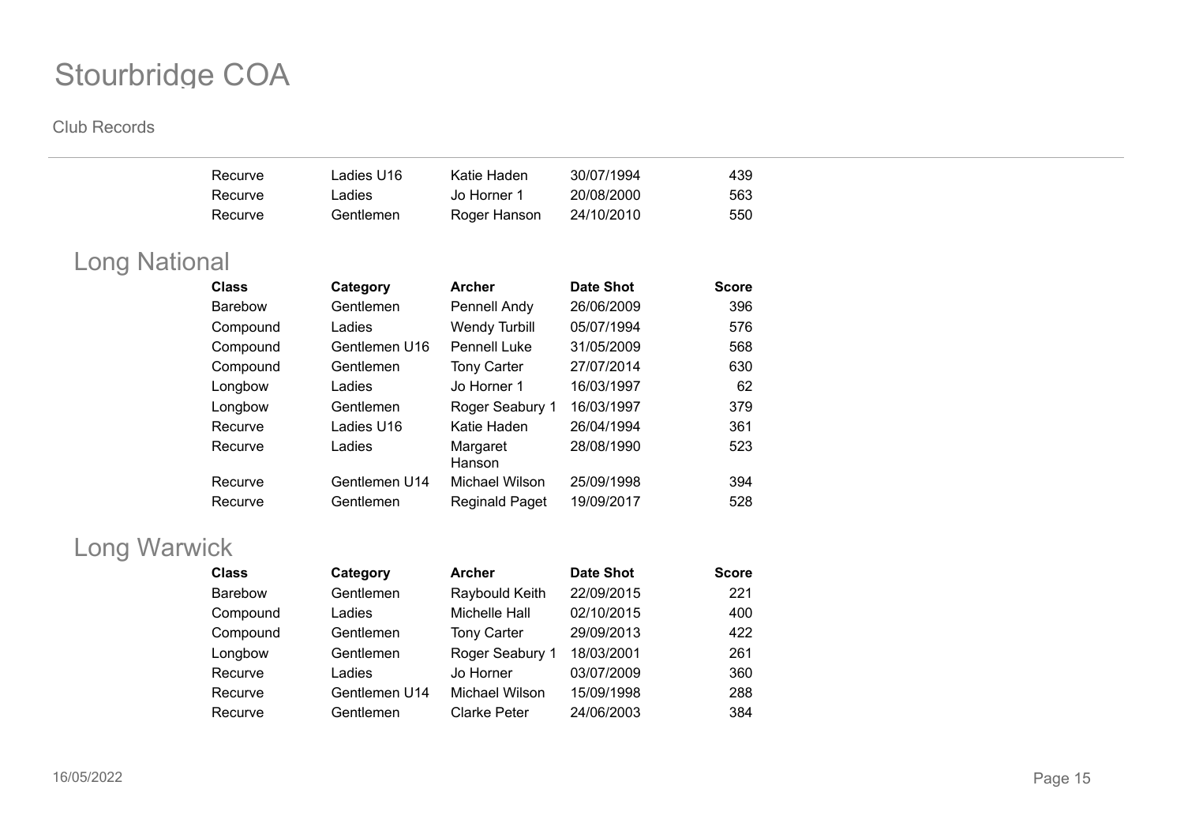# Stourbridge COA

Club Records

| Class | Category | Archer | Date Shot | Score |
|---|---|---|---|---|
| Recurve | Ladies U16 | Katie Haden | 30/07/1994 | 439 |
| Recurve | Ladies | Jo Horner 1 | 20/08/2000 | 563 |
| Recurve | Gentlemen | Roger Hanson | 24/10/2010 | 550 |

## Long National

| Class | Category | Archer | Date Shot | Score |
|---|---|---|---|---|
| Barebow | Gentlemen | Pennell Andy | 26/06/2009 | 396 |
| Compound | Ladies | Wendy Turbill | 05/07/1994 | 576 |
| Compound | Gentlemen U16 | Pennell Luke | 31/05/2009 | 568 |
| Compound | Gentlemen | Tony Carter | 27/07/2014 | 630 |
| Longbow | Ladies | Jo Horner 1 | 16/03/1997 | 62 |
| Longbow | Gentlemen | Roger Seabury 1 | 16/03/1997 | 379 |
| Recurve | Ladies U16 | Katie Haden | 26/04/1994 | 361 |
| Recurve | Ladies | Margaret Hanson | 28/08/1990 | 523 |
| Recurve | Gentlemen U14 | Michael Wilson | 25/09/1998 | 394 |
| Recurve | Gentlemen | Reginald Paget | 19/09/2017 | 528 |

## Long Warwick

| Class | Category | Archer | Date Shot | Score |
|---|---|---|---|---|
| Barebow | Gentlemen | Raybould Keith | 22/09/2015 | 221 |
| Compound | Ladies | Michelle Hall | 02/10/2015 | 400 |
| Compound | Gentlemen | Tony Carter | 29/09/2013 | 422 |
| Longbow | Gentlemen | Roger Seabury 1 | 18/03/2001 | 261 |
| Recurve | Ladies | Jo Horner | 03/07/2009 | 360 |
| Recurve | Gentlemen U14 | Michael Wilson | 15/09/1998 | 288 |
| Recurve | Gentlemen | Clarke Peter | 24/06/2003 | 384 |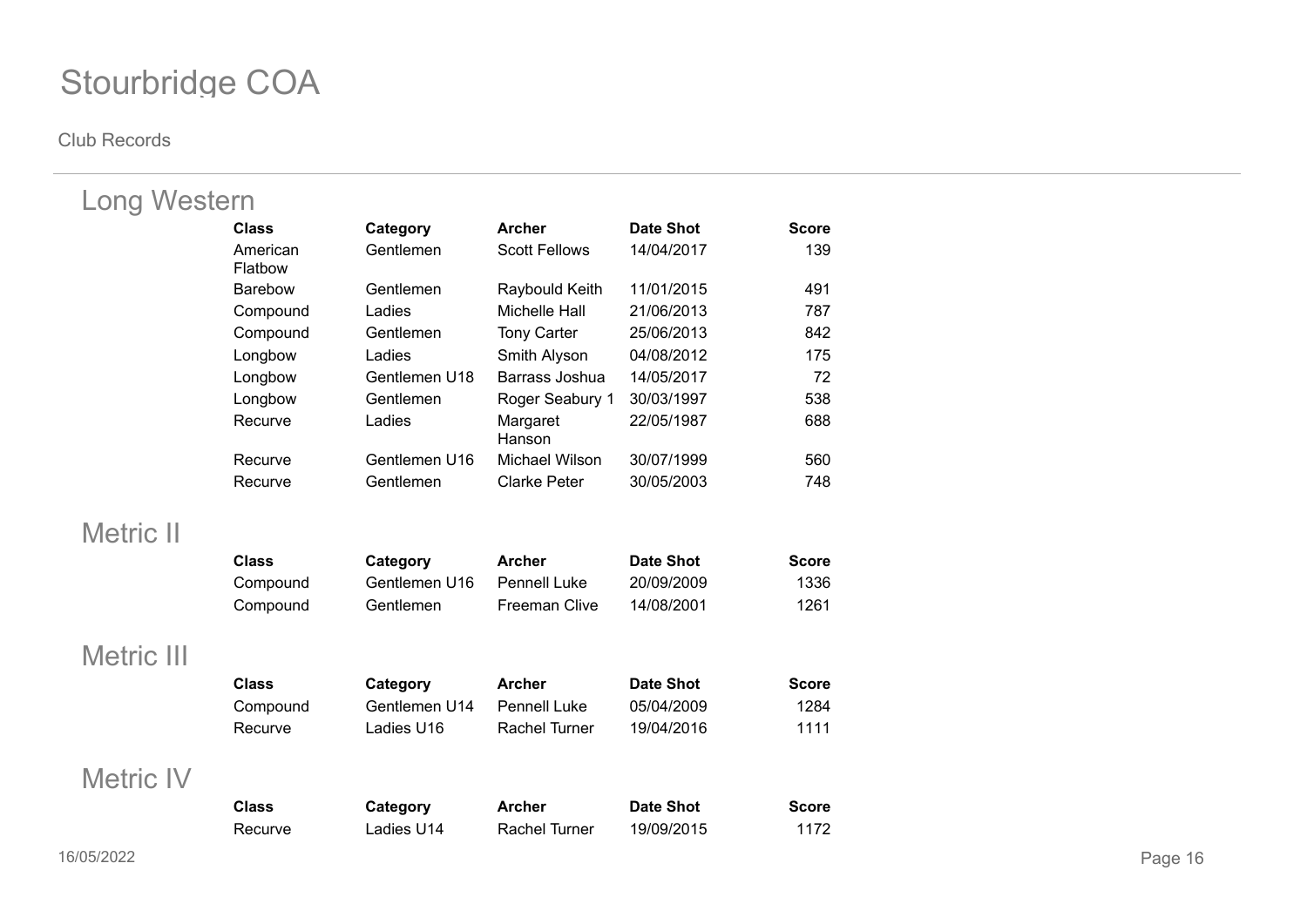# Stourbridge COA

Club Records

## Long Western

| Class | Category | Archer | Date Shot | Score |
|---|---|---|---|---|
| American Flatbow | Gentlemen | Scott Fellows | 14/04/2017 | 139 |
| Barebow | Gentlemen | Raybould Keith | 11/01/2015 | 491 |
| Compound | Ladies | Michelle Hall | 21/06/2013 | 787 |
| Compound | Gentlemen | Tony Carter | 25/06/2013 | 842 |
| Longbow | Ladies | Smith Alyson | 04/08/2012 | 175 |
| Longbow | Gentlemen U18 | Barrass Joshua | 14/05/2017 | 72 |
| Longbow | Gentlemen | Roger Seabury 1 | 30/03/1997 | 538 |
| Recurve | Ladies | Margaret Hanson | 22/05/1987 | 688 |
| Recurve | Gentlemen U16 | Michael Wilson | 30/07/1999 | 560 |
| Recurve | Gentlemen | Clarke Peter | 30/05/2003 | 748 |

## Metric II

| Class | Category | Archer | Date Shot | Score |
|---|---|---|---|---|
| Compound | Gentlemen U16 | Pennell Luke | 20/09/2009 | 1336 |
| Compound | Gentlemen | Freeman Clive | 14/08/2001 | 1261 |

## Metric III

| Class | Category | Archer | Date Shot | Score |
|---|---|---|---|---|
| Compound | Gentlemen U14 | Pennell Luke | 05/04/2009 | 1284 |
| Recurve | Ladies U16 | Rachel Turner | 19/04/2016 | 1111 |

## Metric IV

| Class | Category | Archer | Date Shot | Score |
|---|---|---|---|---|
| Recurve | Ladies U14 | Rachel Turner | 19/09/2015 | 1172 |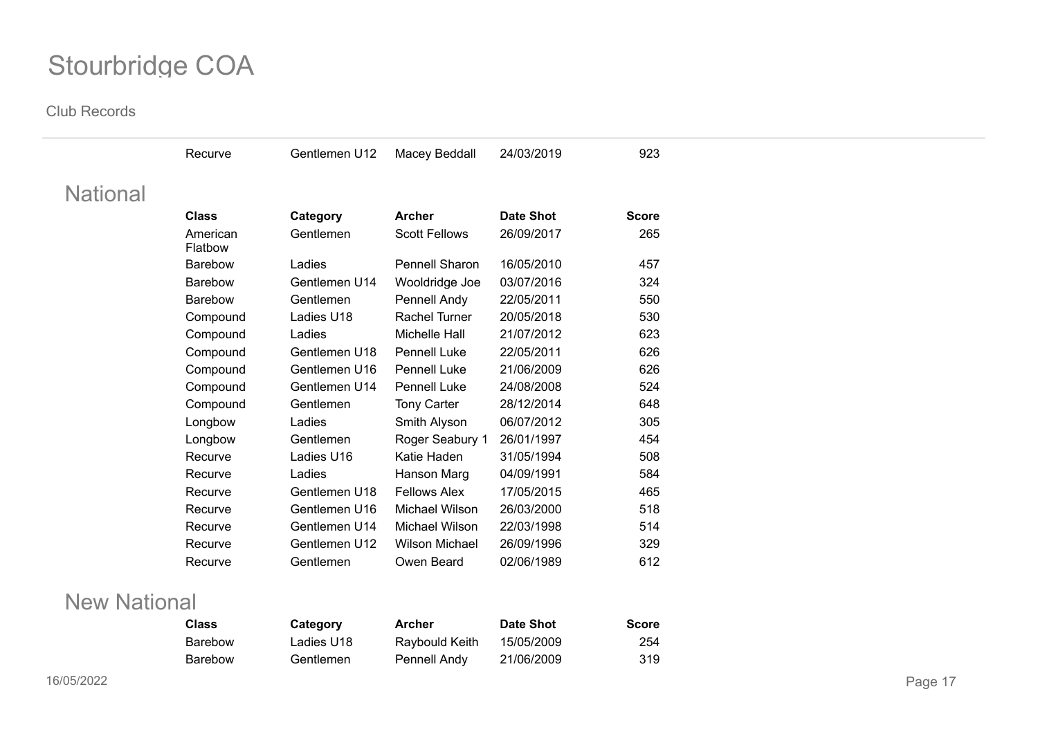| | | | | |
|---|---|---|---|---|
| Recurve | Gentlemen U12 | Macey Beddall | 24/03/2019 | 923 |

## National

| Class | Category | Archer | Date Shot | Score |
|---|---|---|---|---|
| American Flatbow | Gentlemen | Scott Fellows | 26/09/2017 | 265 |
| Barebow | Ladies | Pennell Sharon | 16/05/2010 | 457 |
| Barebow | Gentlemen U14 | Wooldridge Joe | 03/07/2016 | 324 |
| Barebow | Gentlemen | Pennell Andy | 22/05/2011 | 550 |
| Compound | Ladies U18 | Rachel Turner | 20/05/2018 | 530 |
| Compound | Ladies | Michelle Hall | 21/07/2012 | 623 |
| Compound | Gentlemen U18 | Pennell Luke | 22/05/2011 | 626 |
| Compound | Gentlemen U16 | Pennell Luke | 21/06/2009 | 626 |
| Compound | Gentlemen U14 | Pennell Luke | 24/08/2008 | 524 |
| Compound | Gentlemen | Tony Carter | 28/12/2014 | 648 |
| Longbow | Ladies | Smith Alyson | 06/07/2012 | 305 |
| Longbow | Gentlemen | Roger Seabury 1 | 26/01/1997 | 454 |
| Recurve | Ladies U16 | Katie Haden | 31/05/1994 | 508 |
| Recurve | Ladies | Hanson Marg | 04/09/1991 | 584 |
| Recurve | Gentlemen U18 | Fellows Alex | 17/05/2015 | 465 |
| Recurve | Gentlemen U16 | Michael Wilson | 26/03/2000 | 518 |
| Recurve | Gentlemen U14 | Michael Wilson | 22/03/1998 | 514 |
| Recurve | Gentlemen U12 | Wilson Michael | 26/09/1996 | 329 |
| Recurve | Gentlemen | Owen Beard | 02/06/1989 | 612 |

## New National

| Class | Category | Archer | Date Shot | Score |
|---|---|---|---|---|
| Barebow | Ladies U18 | Raybould Keith | 15/05/2009 | 254 |
| Barebow | Gentlemen | Pennell Andy | 21/06/2009 | 319 |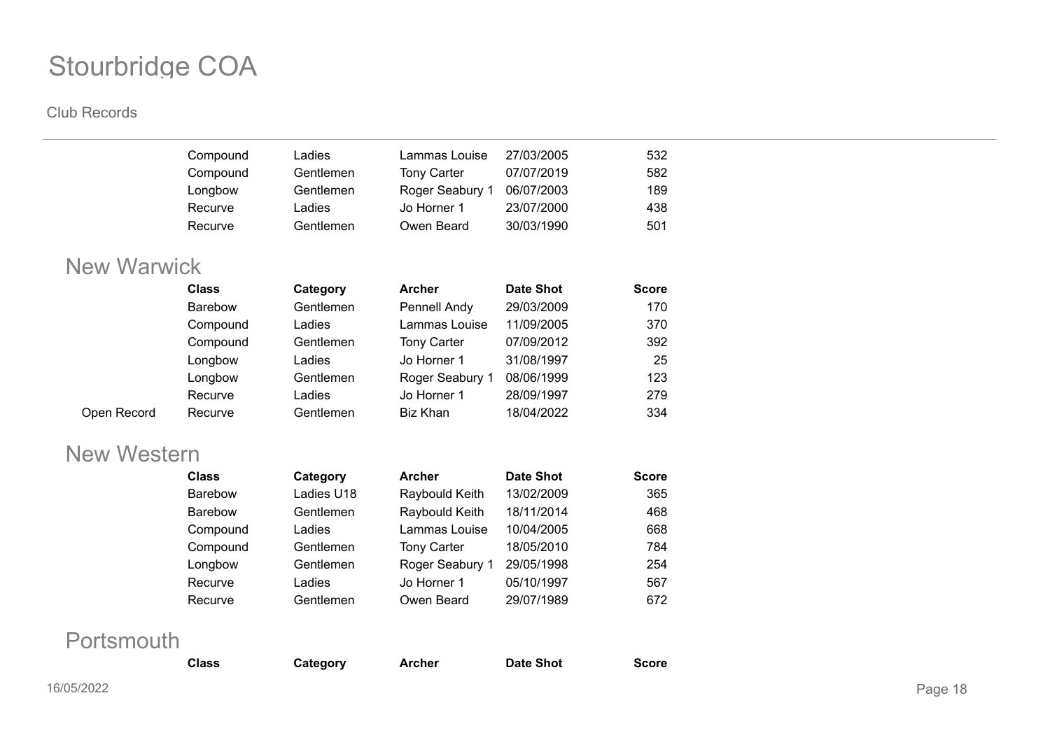# Stourbridge COA

Club Records

| | Class | Category | Archer | Date Shot | Score |
|---|---|---|---|---|---|
| | Compound | Ladies | Lammas Louise | 27/03/2005 | 532 |
| | Compound | Gentlemen | Tony Carter | 07/07/2019 | 582 |
| | Longbow | Gentlemen | Roger Seabury 1 | 06/07/2003 | 189 |
| | Recurve | Ladies | Jo Horner 1 | 23/07/2000 | 438 |
| | Recurve | Gentlemen | Owen Beard | 30/03/1990 | 501 |

## New Warwick

| | Class | Category | Archer | Date Shot | Score |
|---|---|---|---|---|---|
| | Barebow | Gentlemen | Pennell Andy | 29/03/2009 | 170 |
| | Compound | Ladies | Lammas Louise | 11/09/2005 | 370 |
| | Compound | Gentlemen | Tony Carter | 07/09/2012 | 392 |
| | Longbow | Ladies | Jo Horner 1 | 31/08/1997 | 25 |
| | Longbow | Gentlemen | Roger Seabury 1 | 08/06/1999 | 123 |
| | Recurve | Ladies | Jo Horner 1 | 28/09/1997 | 279 |
| Open Record | Recurve | Gentlemen | Biz Khan | 18/04/2022 | 334 |

## New Western

| | Class | Category | Archer | Date Shot | Score |
|---|---|---|---|---|---|
| | Barebow | Ladies U18 | Raybould Keith | 13/02/2009 | 365 |
| | Barebow | Gentlemen | Raybould Keith | 18/11/2014 | 468 |
| | Compound | Ladies | Lammas Louise | 10/04/2005 | 668 |
| | Compound | Gentlemen | Tony Carter | 18/05/2010 | 784 |
| | Longbow | Gentlemen | Roger Seabury 1 | 29/05/1998 | 254 |
| | Recurve | Ladies | Jo Horner 1 | 05/10/1997 | 567 |
| | Recurve | Gentlemen | Owen Beard | 29/07/1989 | 672 |

## Portsmouth

| | Class | Category | Archer | Date Shot | Score |
|---|---|---|---|---|---|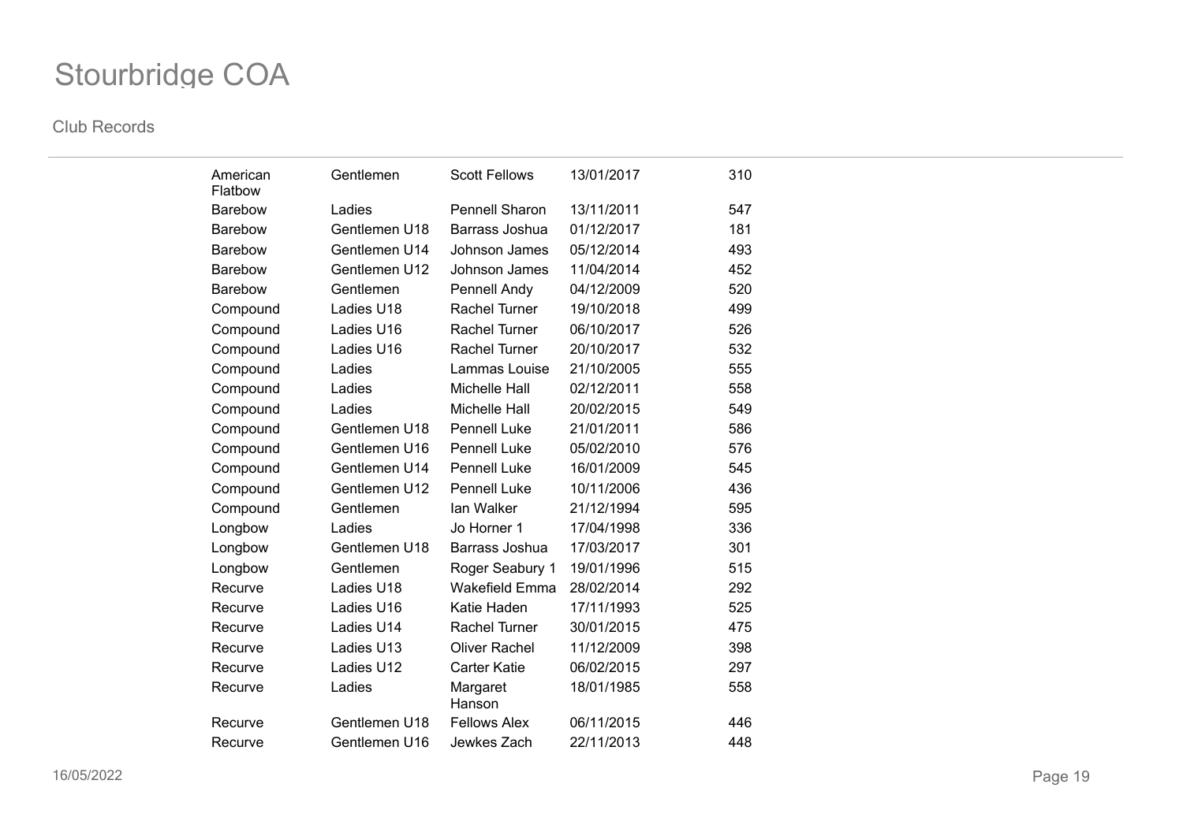# Stourbridge COA

Club Records

| | | | | |
|---|---|---|---|---|
| American Flatbow | Gentlemen | Scott Fellows | 13/01/2017 | 310 |
| Barebow | Ladies | Pennell Sharon | 13/11/2011 | 547 |
| Barebow | Gentlemen U18 | Barrass Joshua | 01/12/2017 | 181 |
| Barebow | Gentlemen U14 | Johnson James | 05/12/2014 | 493 |
| Barebow | Gentlemen U12 | Johnson James | 11/04/2014 | 452 |
| Barebow | Gentlemen | Pennell Andy | 04/12/2009 | 520 |
| Compound | Ladies U18 | Rachel Turner | 19/10/2018 | 499 |
| Compound | Ladies U16 | Rachel Turner | 06/10/2017 | 526 |
| Compound | Ladies U16 | Rachel Turner | 20/10/2017 | 532 |
| Compound | Ladies | Lammas Louise | 21/10/2005 | 555 |
| Compound | Ladies | Michelle Hall | 02/12/2011 | 558 |
| Compound | Ladies | Michelle Hall | 20/02/2015 | 549 |
| Compound | Gentlemen U18 | Pennell Luke | 21/01/2011 | 586 |
| Compound | Gentlemen U16 | Pennell Luke | 05/02/2010 | 576 |
| Compound | Gentlemen U14 | Pennell Luke | 16/01/2009 | 545 |
| Compound | Gentlemen U12 | Pennell Luke | 10/11/2006 | 436 |
| Compound | Gentlemen | Ian Walker | 21/12/1994 | 595 |
| Longbow | Ladies | Jo Horner 1 | 17/04/1998 | 336 |
| Longbow | Gentlemen U18 | Barrass Joshua | 17/03/2017 | 301 |
| Longbow | Gentlemen | Roger Seabury 1 | 19/01/1996 | 515 |
| Recurve | Ladies U18 | Wakefield Emma | 28/02/2014 | 292 |
| Recurve | Ladies U16 | Katie Haden | 17/11/1993 | 525 |
| Recurve | Ladies U14 | Rachel Turner | 30/01/2015 | 475 |
| Recurve | Ladies U13 | Oliver Rachel | 11/12/2009 | 398 |
| Recurve | Ladies U12 | Carter Katie | 06/02/2015 | 297 |
| Recurve | Ladies | Margaret Hanson | 18/01/1985 | 558 |
| Recurve | Gentlemen U18 | Fellows Alex | 06/11/2015 | 446 |
| Recurve | Gentlemen U16 | Jewkes Zach | 22/11/2013 | 448 |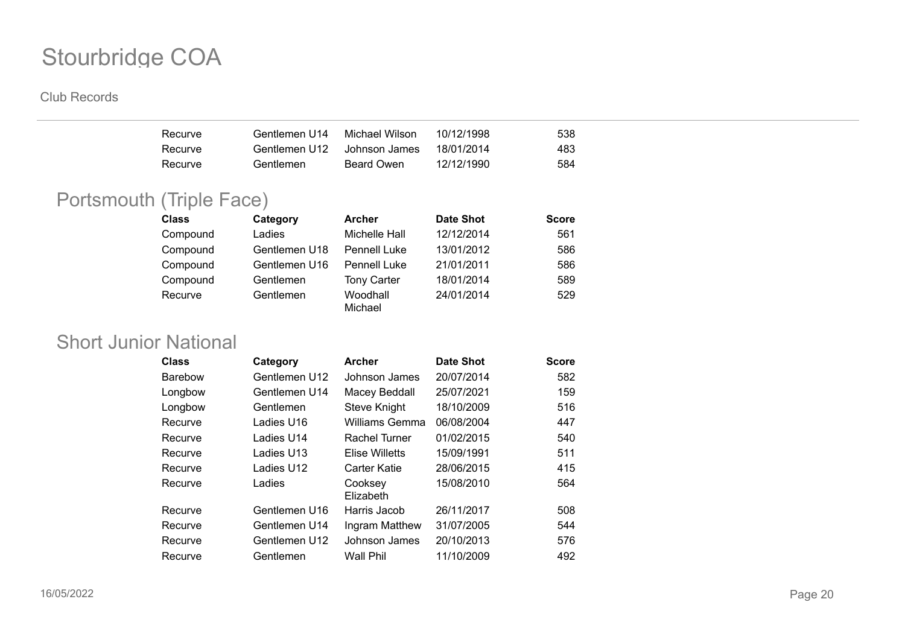# Stourbridge COA

Club Records

| Class | Category | Archer | Date Shot | Score |
|---|---|---|---|---|
| Recurve | Gentlemen U14 | Michael Wilson | 10/12/1998 | 538 |
| Recurve | Gentlemen U12 | Johnson James | 18/01/2014 | 483 |
| Recurve | Gentlemen | Beard Owen | 12/12/1990 | 584 |

## Portsmouth (Triple Face)

| Class | Category | Archer | Date Shot | Score |
|---|---|---|---|---|
| Compound | Ladies | Michelle Hall | 12/12/2014 | 561 |
| Compound | Gentlemen U18 | Pennell Luke | 13/01/2012 | 586 |
| Compound | Gentlemen U16 | Pennell Luke | 21/01/2011 | 586 |
| Compound | Gentlemen | Tony Carter | 18/01/2014 | 589 |
| Recurve | Gentlemen | Woodhall Michael | 24/01/2014 | 529 |

## Short Junior National

| Class | Category | Archer | Date Shot | Score |
|---|---|---|---|---|
| Barebow | Gentlemen U12 | Johnson James | 20/07/2014 | 582 |
| Longbow | Gentlemen U14 | Macey Beddall | 25/07/2021 | 159 |
| Longbow | Gentlemen | Steve Knight | 18/10/2009 | 516 |
| Recurve | Ladies U16 | Williams Gemma | 06/08/2004 | 447 |
| Recurve | Ladies U14 | Rachel Turner | 01/02/2015 | 540 |
| Recurve | Ladies U13 | Elise Willetts | 15/09/1991 | 511 |
| Recurve | Ladies U12 | Carter Katie | 28/06/2015 | 415 |
| Recurve | Ladies | Cooksey Elizabeth | 15/08/2010 | 564 |
| Recurve | Gentlemen U16 | Harris Jacob | 26/11/2017 | 508 |
| Recurve | Gentlemen U14 | Ingram Matthew | 31/07/2005 | 544 |
| Recurve | Gentlemen U12 | Johnson James | 20/10/2013 | 576 |
| Recurve | Gentlemen | Wall Phil | 11/10/2009 | 492 |

16/05/2022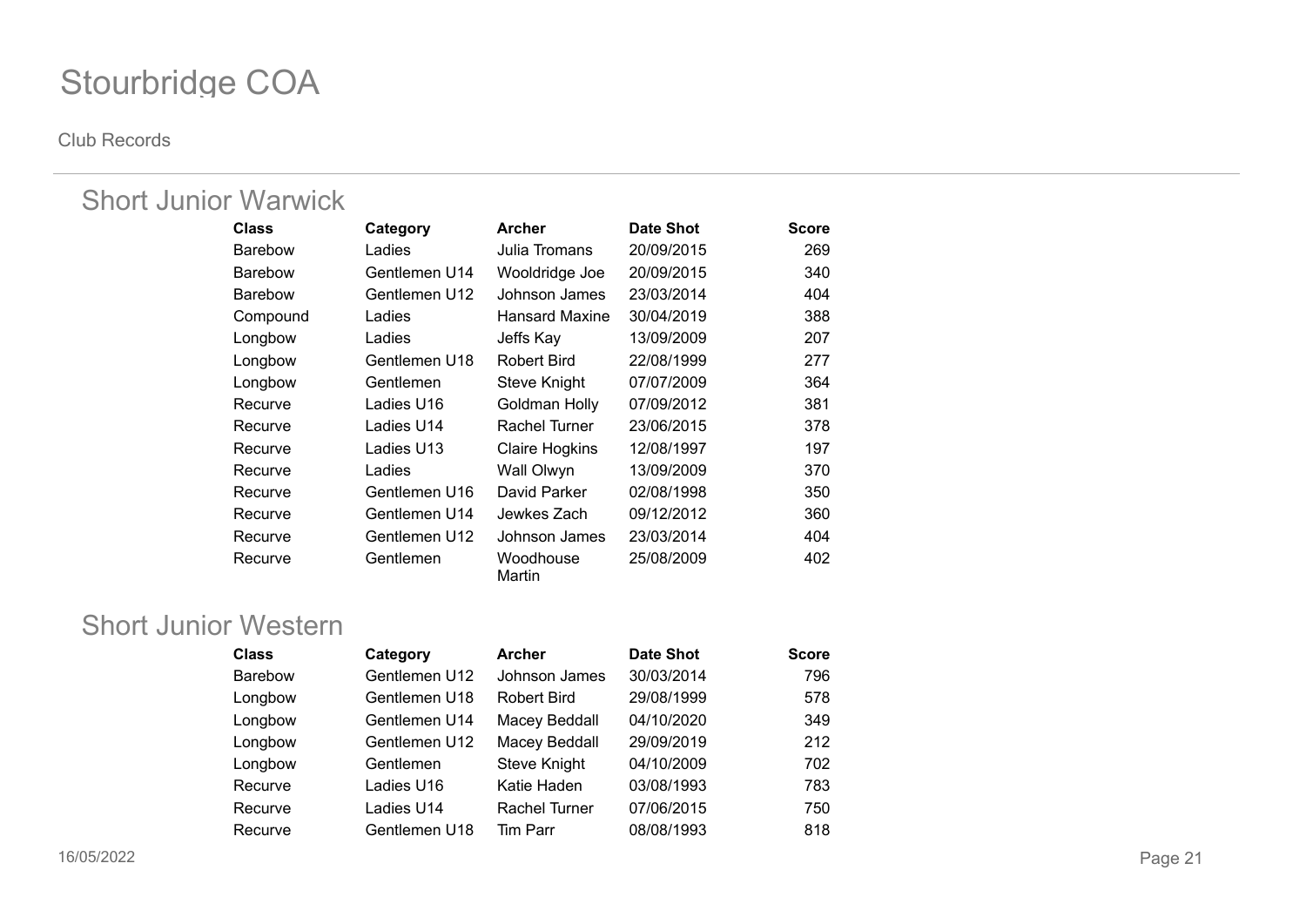# Stourbridge COA

Club Records

## Short Junior Warwick

| Class | Category | Archer | Date Shot | Score |
|---|---|---|---|---|
| Barebow | Ladies | Julia Tromans | 20/09/2015 | 269 |
| Barebow | Gentlemen U14 | Wooldridge Joe | 20/09/2015 | 340 |
| Barebow | Gentlemen U12 | Johnson James | 23/03/2014 | 404 |
| Compound | Ladies | Hansard Maxine | 30/04/2019 | 388 |
| Longbow | Ladies | Jeffs Kay | 13/09/2009 | 207 |
| Longbow | Gentlemen U18 | Robert Bird | 22/08/1999 | 277 |
| Longbow | Gentlemen | Steve Knight | 07/07/2009 | 364 |
| Recurve | Ladies U16 | Goldman Holly | 07/09/2012 | 381 |
| Recurve | Ladies U14 | Rachel Turner | 23/06/2015 | 378 |
| Recurve | Ladies U13 | Claire Hogkins | 12/08/1997 | 197 |
| Recurve | Ladies | Wall Olwyn | 13/09/2009 | 370 |
| Recurve | Gentlemen U16 | David Parker | 02/08/1998 | 350 |
| Recurve | Gentlemen U14 | Jewkes Zach | 09/12/2012 | 360 |
| Recurve | Gentlemen U12 | Johnson James | 23/03/2014 | 404 |
| Recurve | Gentlemen | Woodhouse Martin | 25/08/2009 | 402 |

## Short Junior Western

| Class | Category | Archer | Date Shot | Score |
|---|---|---|---|---|
| Barebow | Gentlemen U12 | Johnson James | 30/03/2014 | 796 |
| Longbow | Gentlemen U18 | Robert Bird | 29/08/1999 | 578 |
| Longbow | Gentlemen U14 | Macey Beddall | 04/10/2020 | 349 |
| Longbow | Gentlemen U12 | Macey Beddall | 29/09/2019 | 212 |
| Longbow | Gentlemen | Steve Knight | 04/10/2009 | 702 |
| Recurve | Ladies U16 | Katie Haden | 03/08/1993 | 783 |
| Recurve | Ladies U14 | Rachel Turner | 07/06/2015 | 750 |
| Recurve | Gentlemen U18 | Tim Parr | 08/08/1993 | 818 |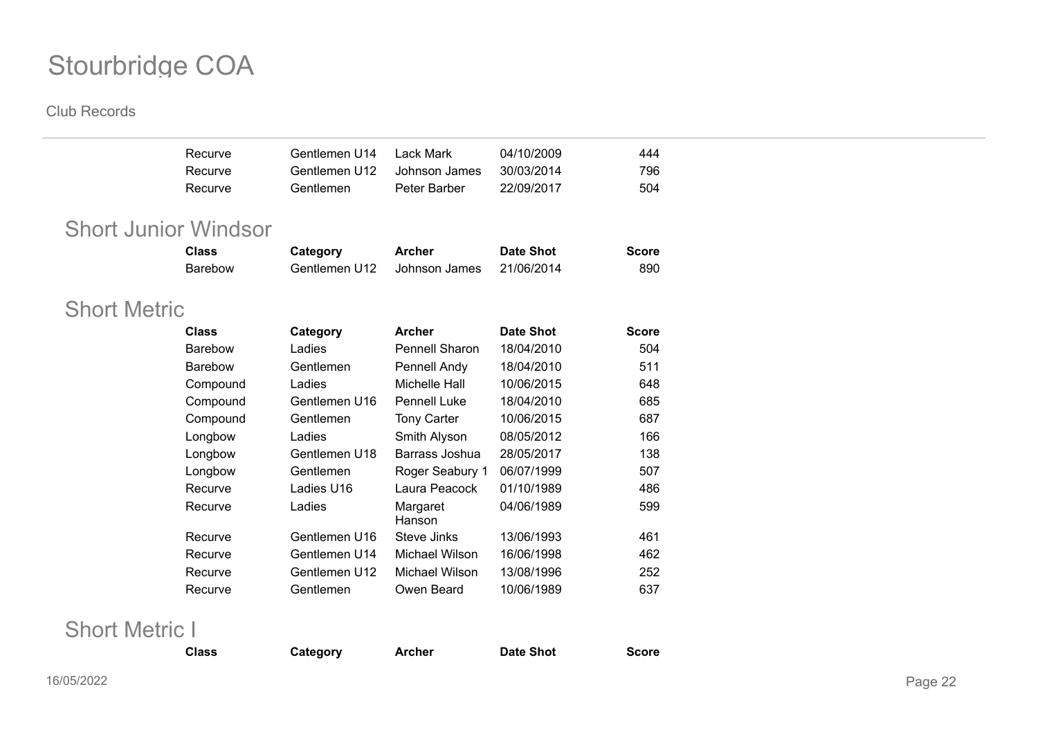| Class | Category | Archer | Date Shot | Score |
|---|---|---|---|---|
| Recurve | Gentlemen U14 | Lack Mark | 04/10/2009 | 444 |
| Recurve | Gentlemen U12 | Johnson James | 30/03/2014 | 796 |
| Recurve | Gentlemen | Peter Barber | 22/09/2017 | 504 |

## Short Junior Windsor

| Class | Category | Archer | Date Shot | Score |
|---|---|---|---|---|
| Barebow | Gentlemen U12 | Johnson James | 21/06/2014 | 890 |

## Short Metric

| Class | Category | Archer | Date Shot | Score |
|---|---|---|---|---|
| Barebow | Ladies | Pennell Sharon | 18/04/2010 | 504 |
| Barebow | Gentlemen | Pennell Andy | 18/04/2010 | 511 |
| Compound | Ladies | Michelle Hall | 10/06/2015 | 648 |
| Compound | Gentlemen U16 | Pennell Luke | 18/04/2010 | 685 |
| Compound | Gentlemen | Tony Carter | 10/06/2015 | 687 |
| Longbow | Ladies | Smith Alyson | 08/05/2012 | 166 |
| Longbow | Gentlemen U18 | Barrass Joshua | 28/05/2017 | 138 |
| Longbow | Gentlemen | Roger Seabury 1 | 06/07/1999 | 507 |
| Recurve | Ladies U16 | Laura Peacock | 01/10/1989 | 486 |
| Recurve | Ladies | Margaret Hanson | 04/06/1989 | 599 |
| Recurve | Gentlemen U16 | Steve Jinks | 13/06/1993 | 461 |
| Recurve | Gentlemen U14 | Michael Wilson | 16/06/1998 | 462 |
| Recurve | Gentlemen U12 | Michael Wilson | 13/08/1996 | 252 |
| Recurve | Gentlemen | Owen Beard | 10/06/1989 | 637 |

## Short Metric I

| Class | Category | Archer | Date Shot | Score |
|---|---|---|---|---|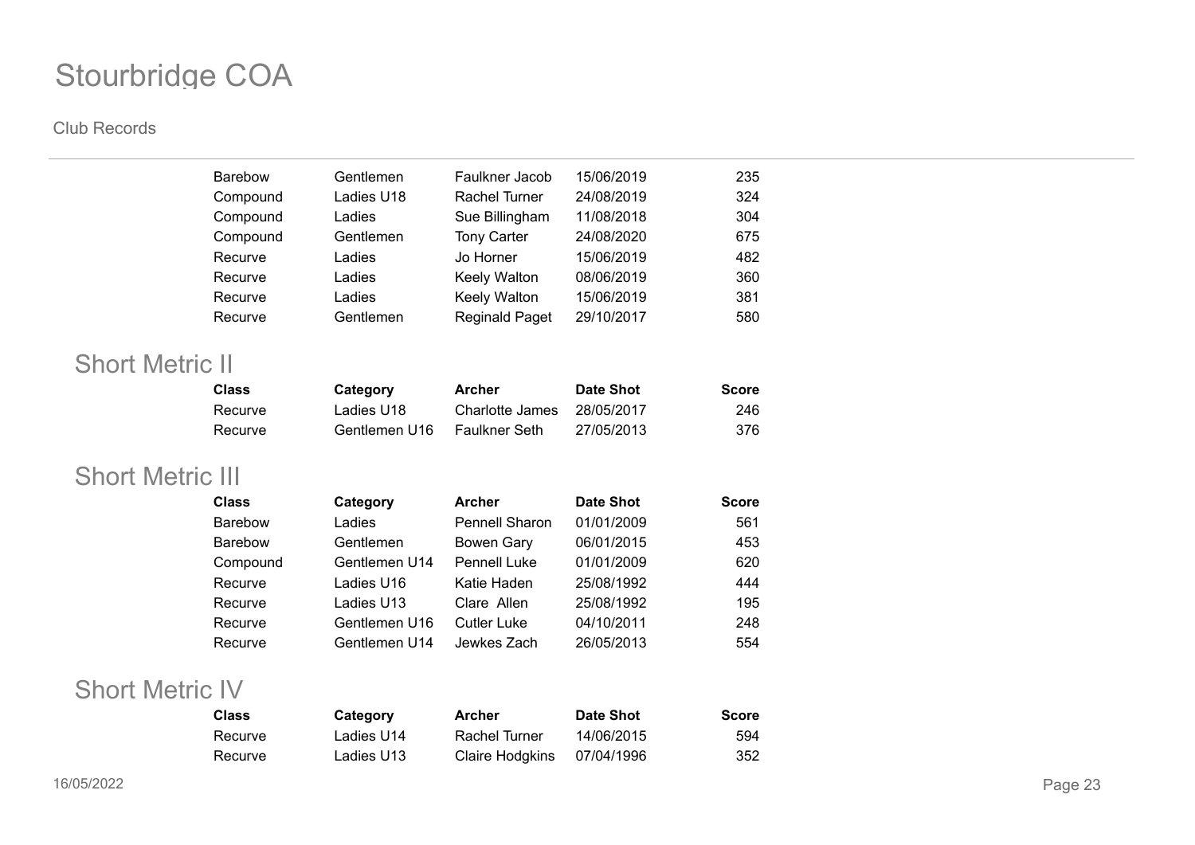| Class | Category | Archer | Date Shot | Score |
|---|---|---|---|---|
| Barebow | Gentlemen | Faulkner Jacob | 15/06/2019 | 235 |
| Compound | Ladies U18 | Rachel Turner | 24/08/2019 | 324 |
| Compound | Ladies | Sue Billingham | 11/08/2018 | 304 |
| Compound | Gentlemen | Tony Carter | 24/08/2020 | 675 |
| Recurve | Ladies | Jo Horner | 15/06/2019 | 482 |
| Recurve | Ladies | Keely Walton | 08/06/2019 | 360 |
| Recurve | Ladies | Keely Walton | 15/06/2019 | 381 |
| Recurve | Gentlemen | Reginald Paget | 29/10/2017 | 580 |

## Short Metric II

| Class | Category | Archer | Date Shot | Score |
|---|---|---|---|---|
| Recurve | Ladies U18 | Charlotte James | 28/05/2017 | 246 |
| Recurve | Gentlemen U16 | Faulkner Seth | 27/05/2013 | 376 |

## Short Metric III

| Class | Category | Archer | Date Shot | Score |
|---|---|---|---|---|
| Barebow | Ladies | Pennell Sharon | 01/01/2009 | 561 |
| Barebow | Gentlemen | Bowen Gary | 06/01/2015 | 453 |
| Compound | Gentlemen U14 | Pennell Luke | 01/01/2009 | 620 |
| Recurve | Ladies U16 | Katie Haden | 25/08/1992 | 444 |
| Recurve | Ladies U13 | Clare Allen | 25/08/1992 | 195 |
| Recurve | Gentlemen U16 | Cutler Luke | 04/10/2011 | 248 |
| Recurve | Gentlemen U14 | Jewkes Zach | 26/05/2013 | 554 |

## Short Metric IV

| Class | Category | Archer | Date Shot | Score |
|---|---|---|---|---|
| Recurve | Ladies U14 | Rachel Turner | 14/06/2015 | 594 |
| Recurve | Ladies U13 | Claire Hodgkins | 07/04/1996 | 352 |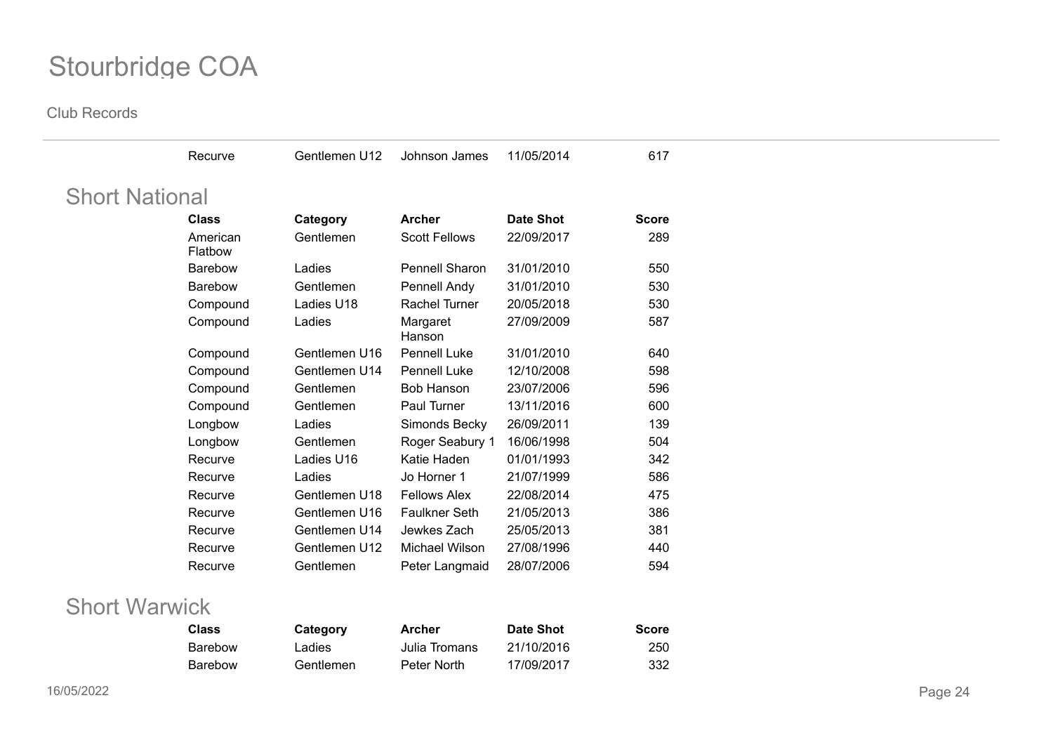| Class | Category | Archer | Date Shot | Score |
|---|---|---|---|---|
| Recurve | Gentlemen U12 | Johnson James | 11/05/2014 | 617 |

## Short National

| Class | Category | Archer | Date Shot | Score |
|---|---|---|---|---|
| American Flatbow | Gentlemen | Scott Fellows | 22/09/2017 | 289 |
| Barebow | Ladies | Pennell Sharon | 31/01/2010 | 550 |
| Barebow | Gentlemen | Pennell Andy | 31/01/2010 | 530 |
| Compound | Ladies U18 | Rachel Turner | 20/05/2018 | 530 |
| Compound | Ladies | Margaret Hanson | 27/09/2009 | 587 |
| Compound | Gentlemen U16 | Pennell Luke | 31/01/2010 | 640 |
| Compound | Gentlemen U14 | Pennell Luke | 12/10/2008 | 598 |
| Compound | Gentlemen | Bob Hanson | 23/07/2006 | 596 |
| Compound | Gentlemen | Paul Turner | 13/11/2016 | 600 |
| Longbow | Ladies | Simonds Becky | 26/09/2011 | 139 |
| Longbow | Gentlemen | Roger Seabury 1 | 16/06/1998 | 504 |
| Recurve | Ladies U16 | Katie Haden | 01/01/1993 | 342 |
| Recurve | Ladies | Jo Horner 1 | 21/07/1999 | 586 |
| Recurve | Gentlemen U18 | Fellows Alex | 22/08/2014 | 475 |
| Recurve | Gentlemen U16 | Faulkner Seth | 21/05/2013 | 386 |
| Recurve | Gentlemen U14 | Jewkes Zach | 25/05/2013 | 381 |
| Recurve | Gentlemen U12 | Michael Wilson | 27/08/1996 | 440 |
| Recurve | Gentlemen | Peter Langmaid | 28/07/2006 | 594 |

## Short Warwick

| Class | Category | Archer | Date Shot | Score |
|---|---|---|---|---|
| Barebow | Ladies | Julia Tromans | 21/10/2016 | 250 |
| Barebow | Gentlemen | Peter North | 17/09/2017 | 332 |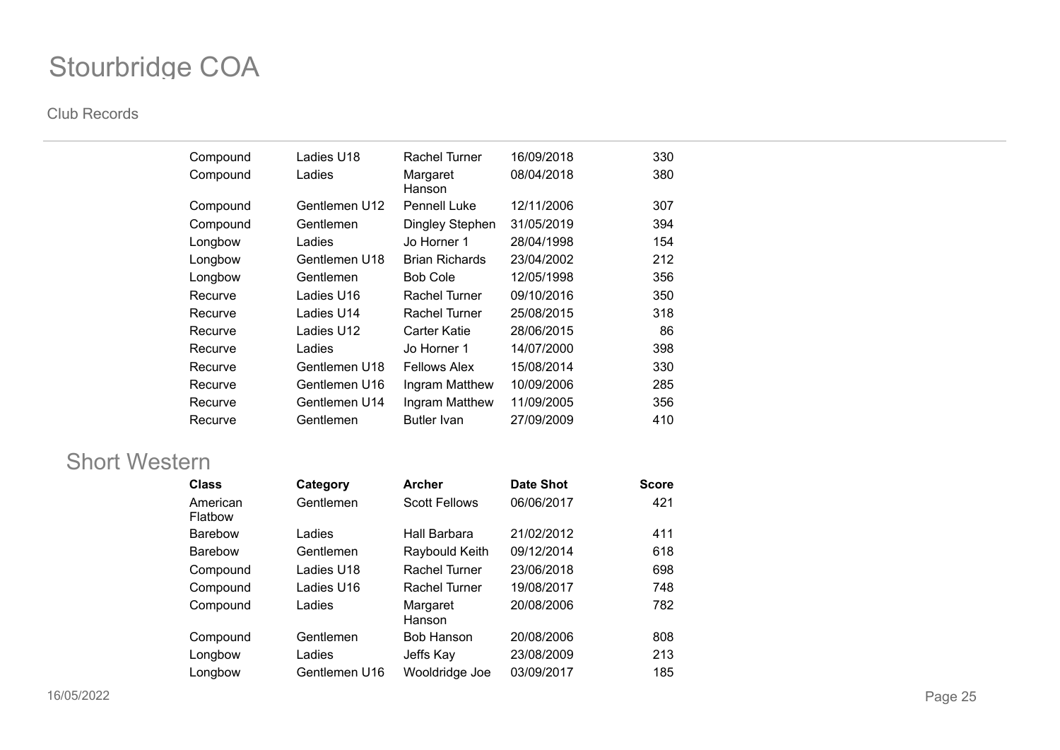| Class | Category | Archer | Date Shot | Score |
|---|---|---|---|---|
| Compound | Ladies U18 | Rachel Turner | 16/09/2018 | 330 |
| Compound | Ladies | Margaret Hanson | 08/04/2018 | 380 |
| Compound | Gentlemen U12 | Pennell Luke | 12/11/2006 | 307 |
| Compound | Gentlemen | Dingley Stephen | 31/05/2019 | 394 |
| Longbow | Ladies | Jo Horner 1 | 28/04/1998 | 154 |
| Longbow | Gentlemen U18 | Brian Richards | 23/04/2002 | 212 |
| Longbow | Gentlemen | Bob Cole | 12/05/1998 | 356 |
| Recurve | Ladies U16 | Rachel Turner | 09/10/2016 | 350 |
| Recurve | Ladies U14 | Rachel Turner | 25/08/2015 | 318 |
| Recurve | Ladies U12 | Carter Katie | 28/06/2015 | 86 |
| Recurve | Ladies | Jo Horner 1 | 14/07/2000 | 398 |
| Recurve | Gentlemen U18 | Fellows Alex | 15/08/2014 | 330 |
| Recurve | Gentlemen U16 | Ingram Matthew | 10/09/2006 | 285 |
| Recurve | Gentlemen U14 | Ingram Matthew | 11/09/2005 | 356 |
| Recurve | Gentlemen | Butler Ivan | 27/09/2009 | 410 |

## Short Western

| Class | Category | Archer | Date Shot | Score |
|---|---|---|---|---|
| American Flatbow | Gentlemen | Scott Fellows | 06/06/2017 | 421 |
| Barebow | Ladies | Hall Barbara | 21/02/2012 | 411 |
| Barebow | Gentlemen | Raybould Keith | 09/12/2014 | 618 |
| Compound | Ladies U18 | Rachel Turner | 23/06/2018 | 698 |
| Compound | Ladies U16 | Rachel Turner | 19/08/2017 | 748 |
| Compound | Ladies | Margaret Hanson | 20/08/2006 | 782 |
| Compound | Gentlemen | Bob Hanson | 20/08/2006 | 808 |
| Longbow | Ladies | Jeffs Kay | 23/08/2009 | 213 |
| Longbow | Gentlemen U16 | Wooldridge Joe | 03/09/2017 | 185 |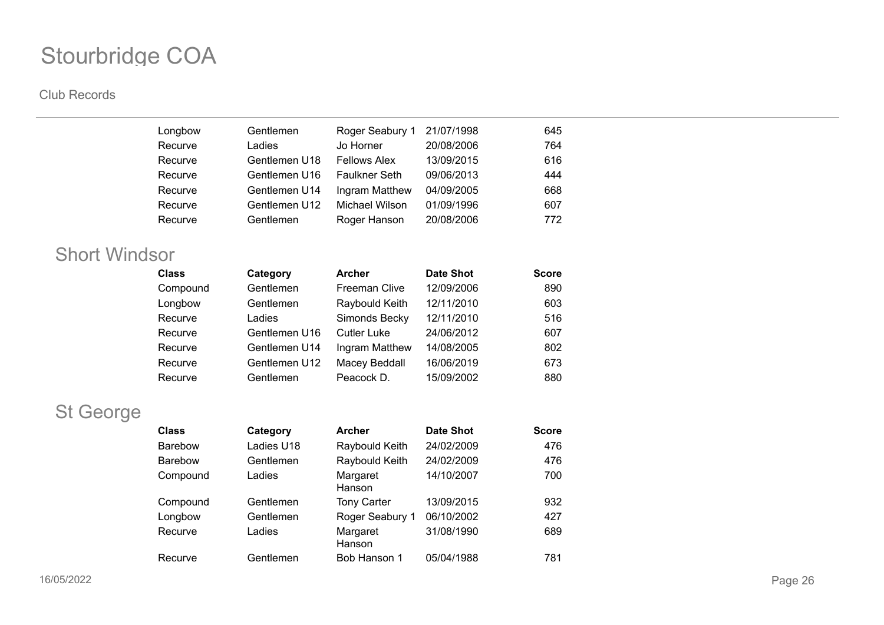# Stourbridge COA

Club Records

| Class | Category | Archer | Date Shot | Score |
|---|---|---|---|---|
| Longbow | Gentlemen | Roger Seabury 1 | 21/07/1998 | 645 |
| Recurve | Ladies | Jo Horner | 20/08/2006 | 764 |
| Recurve | Gentlemen U18 | Fellows Alex | 13/09/2015 | 616 |
| Recurve | Gentlemen U16 | Faulkner Seth | 09/06/2013 | 444 |
| Recurve | Gentlemen U14 | Ingram Matthew | 04/09/2005 | 668 |
| Recurve | Gentlemen U12 | Michael Wilson | 01/09/1996 | 607 |
| Recurve | Gentlemen | Roger Hanson | 20/08/2006 | 772 |

## Short Windsor

| Class | Category | Archer | Date Shot | Score |
|---|---|---|---|---|
| Compound | Gentlemen | Freeman Clive | 12/09/2006 | 890 |
| Longbow | Gentlemen | Raybould Keith | 12/11/2010 | 603 |
| Recurve | Ladies | Simonds Becky | 12/11/2010 | 516 |
| Recurve | Gentlemen U16 | Cutler Luke | 24/06/2012 | 607 |
| Recurve | Gentlemen U14 | Ingram Matthew | 14/08/2005 | 802 |
| Recurve | Gentlemen U12 | Macey Beddall | 16/06/2019 | 673 |
| Recurve | Gentlemen | Peacock D. | 15/09/2002 | 880 |

## St George

| Class | Category | Archer | Date Shot | Score |
|---|---|---|---|---|
| Barebow | Ladies U18 | Raybould Keith | 24/02/2009 | 476 |
| Barebow | Gentlemen | Raybould Keith | 24/02/2009 | 476 |
| Compound | Ladies | Margaret Hanson | 14/10/2007 | 700 |
| Compound | Gentlemen | Tony Carter | 13/09/2015 | 932 |
| Longbow | Gentlemen | Roger Seabury 1 | 06/10/2002 | 427 |
| Recurve | Ladies | Margaret Hanson | 31/08/1990 | 689 |
| Recurve | Gentlemen | Bob Hanson 1 | 05/04/1988 | 781 |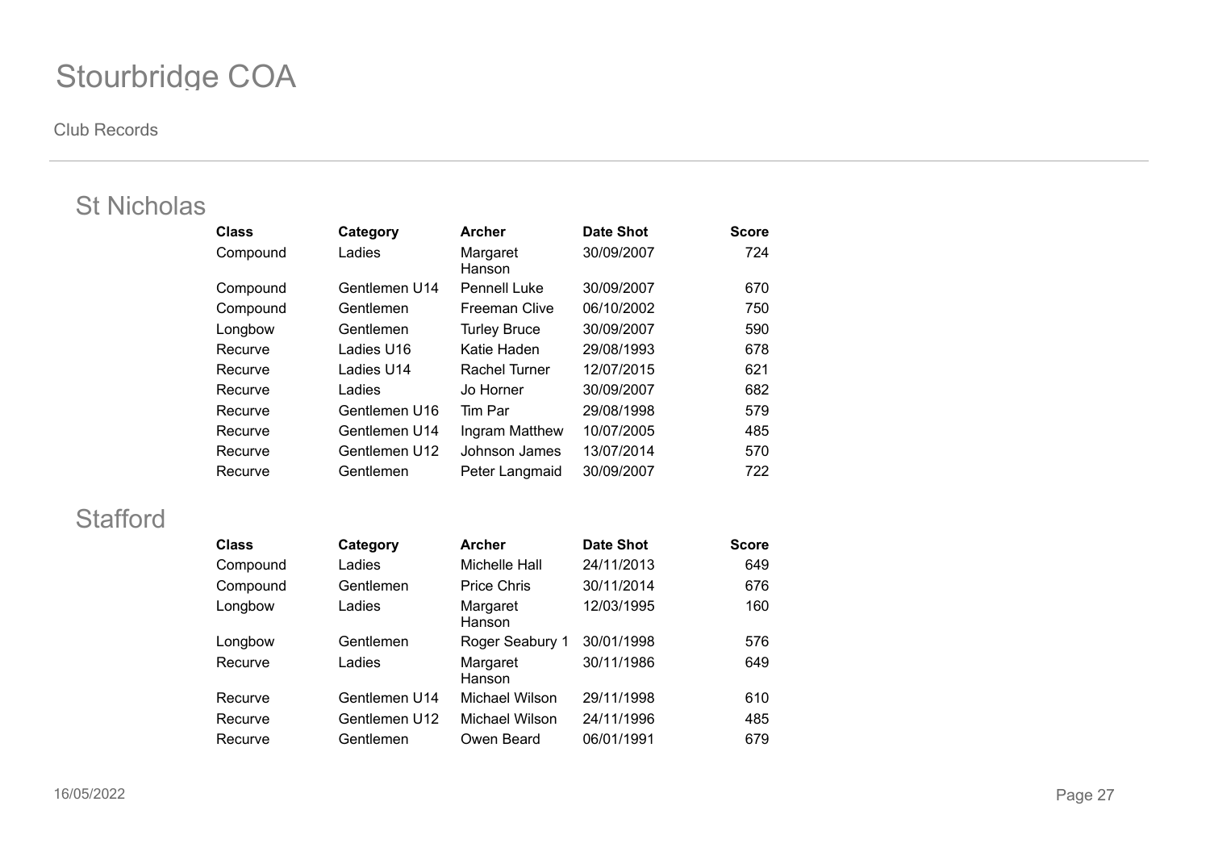# Stourbridge COA

Club Records

## St Nicholas

| Class | Category | Archer | Date Shot | Score |
|---|---|---|---|---|
| Compound | Ladies | Margaret Hanson | 30/09/2007 | 724 |
| Compound | Gentlemen U14 | Pennell Luke | 30/09/2007 | 670 |
| Compound | Gentlemen | Freeman Clive | 06/10/2002 | 750 |
| Longbow | Gentlemen | Turley Bruce | 30/09/2007 | 590 |
| Recurve | Ladies U16 | Katie Haden | 29/08/1993 | 678 |
| Recurve | Ladies U14 | Rachel Turner | 12/07/2015 | 621 |
| Recurve | Ladies | Jo Horner | 30/09/2007 | 682 |
| Recurve | Gentlemen U16 | Tim Par | 29/08/1998 | 579 |
| Recurve | Gentlemen U14 | Ingram Matthew | 10/07/2005 | 485 |
| Recurve | Gentlemen U12 | Johnson James | 13/07/2014 | 570 |
| Recurve | Gentlemen | Peter Langmaid | 30/09/2007 | 722 |

## Stafford

| Class | Category | Archer | Date Shot | Score |
|---|---|---|---|---|
| Compound | Ladies | Michelle Hall | 24/11/2013 | 649 |
| Compound | Gentlemen | Price Chris | 30/11/2014 | 676 |
| Longbow | Ladies | Margaret Hanson | 12/03/1995 | 160 |
| Longbow | Gentlemen | Roger Seabury 1 | 30/01/1998 | 576 |
| Recurve | Ladies | Margaret Hanson | 30/11/1986 | 649 |
| Recurve | Gentlemen U14 | Michael Wilson | 29/11/1998 | 610 |
| Recurve | Gentlemen U12 | Michael Wilson | 24/11/1996 | 485 |
| Recurve | Gentlemen | Owen Beard | 06/01/1991 | 679 |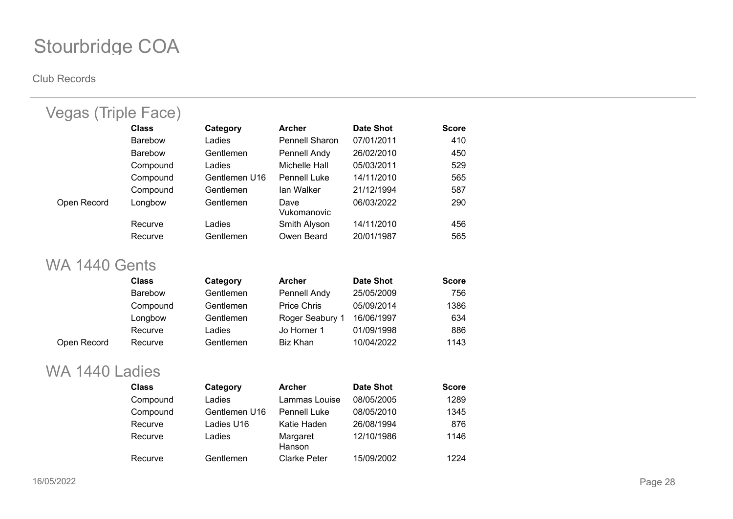# Stourbridge COA

Club Records

## Vegas (Triple Face)

| | Class | Category | Archer | Date Shot | Score |
|---|---|---|---|---|---|
| | Barebow | Ladies | Pennell Sharon | 07/01/2011 | 410 |
| | Barebow | Gentlemen | Pennell Andy | 26/02/2010 | 450 |
| | Compound | Ladies | Michelle Hall | 05/03/2011 | 529 |
| | Compound | Gentlemen U16 | Pennell Luke | 14/11/2010 | 565 |
| | Compound | Gentlemen | Ian Walker | 21/12/1994 | 587 |
| Open Record | Longbow | Gentlemen | Dave Vukomanovic | 06/03/2022 | 290 |
| | Recurve | Ladies | Smith Alyson | 14/11/2010 | 456 |
| | Recurve | Gentlemen | Owen Beard | 20/01/1987 | 565 |

## WA 1440 Gents

| | Class | Category | Archer | Date Shot | Score |
|---|---|---|---|---|---|
| | Barebow | Gentlemen | Pennell Andy | 25/05/2009 | 756 |
| | Compound | Gentlemen | Price Chris | 05/09/2014 | 1386 |
| | Longbow | Gentlemen | Roger Seabury 1 | 16/06/1997 | 634 |
| | Recurve | Ladies | Jo Horner 1 | 01/09/1998 | 886 |
| Open Record | Recurve | Gentlemen | Biz Khan | 10/04/2022 | 1143 |

## WA 1440 Ladies

| | Class | Category | Archer | Date Shot | Score |
|---|---|---|---|---|---|
| | Compound | Ladies | Lammas Louise | 08/05/2005 | 1289 |
| | Compound | Gentlemen U16 | Pennell Luke | 08/05/2010 | 1345 |
| | Recurve | Ladies U16 | Katie Haden | 26/08/1994 | 876 |
| | Recurve | Ladies | Margaret Hanson | 12/10/1986 | 1146 |
| | Recurve | Gentlemen | Clarke Peter | 15/09/2002 | 1224 |

16/05/2022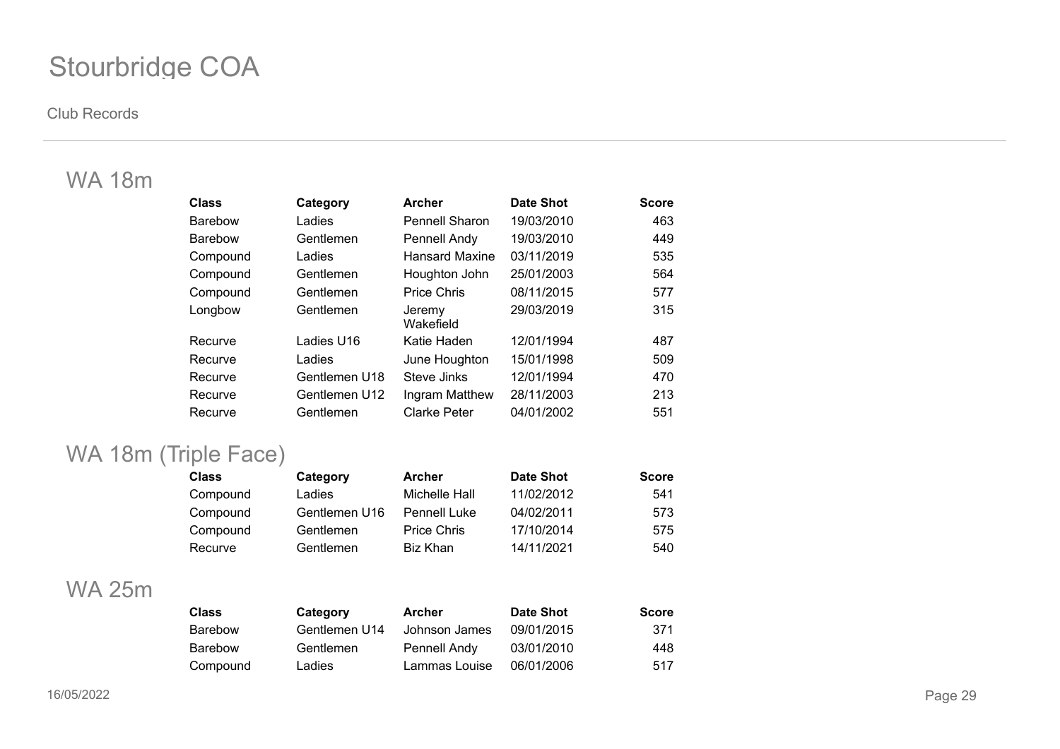# Stourbridge COA

Club Records

## WA 18m

| Class | Category | Archer | Date Shot | Score |
|---|---|---|---|---|
| Barebow | Ladies | Pennell Sharon | 19/03/2010 | 463 |
| Barebow | Gentlemen | Pennell Andy | 19/03/2010 | 449 |
| Compound | Ladies | Hansard Maxine | 03/11/2019 | 535 |
| Compound | Gentlemen | Houghton John | 25/01/2003 | 564 |
| Compound | Gentlemen | Price Chris | 08/11/2015 | 577 |
| Longbow | Gentlemen | Jeremy Wakefield | 29/03/2019 | 315 |
| Recurve | Ladies U16 | Katie Haden | 12/01/1994 | 487 |
| Recurve | Ladies | June Houghton | 15/01/1998 | 509 |
| Recurve | Gentlemen U18 | Steve Jinks | 12/01/1994 | 470 |
| Recurve | Gentlemen U12 | Ingram Matthew | 28/11/2003 | 213 |
| Recurve | Gentlemen | Clarke Peter | 04/01/2002 | 551 |

## WA 18m (Triple Face)

| Class | Category | Archer | Date Shot | Score |
|---|---|---|---|---|
| Compound | Ladies | Michelle Hall | 11/02/2012 | 541 |
| Compound | Gentlemen U16 | Pennell Luke | 04/02/2011 | 573 |
| Compound | Gentlemen | Price Chris | 17/10/2014 | 575 |
| Recurve | Gentlemen | Biz Khan | 14/11/2021 | 540 |

## WA 25m

| Class | Category | Archer | Date Shot | Score |
|---|---|---|---|---|
| Barebow | Gentlemen U14 | Johnson James | 09/01/2015 | 371 |
| Barebow | Gentlemen | Pennell Andy | 03/01/2010 | 448 |
| Compound | Ladies | Lammas Louise | 06/01/2006 | 517 |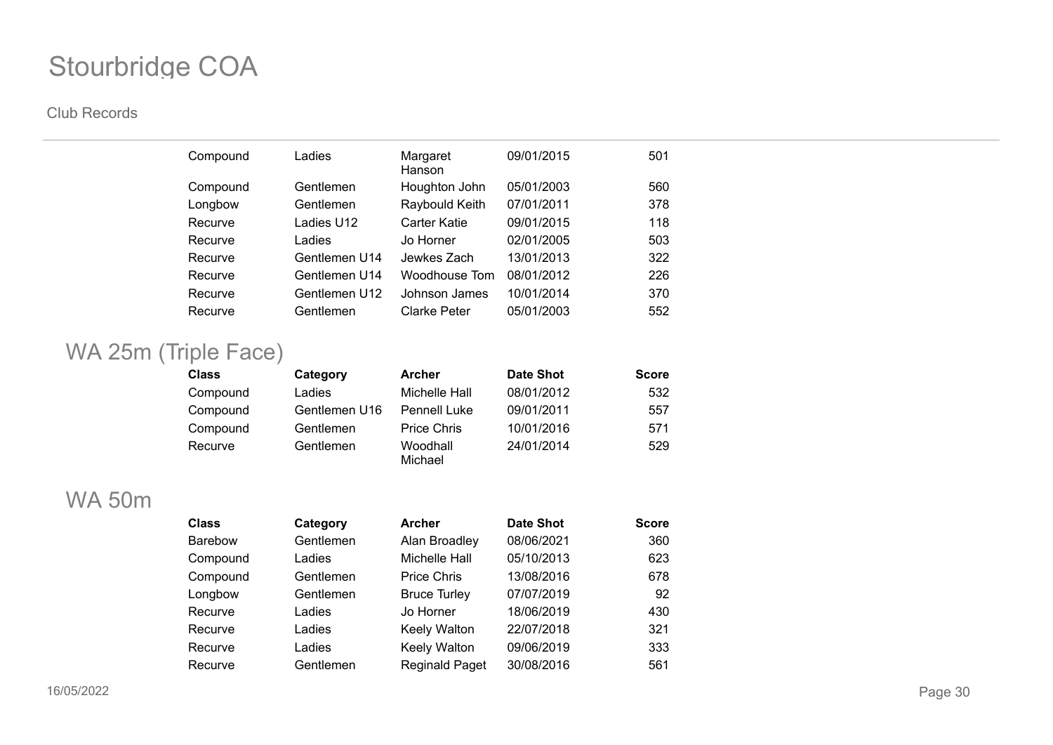# Stourbridge COA

Club Records

| Class | Category | Archer | Date Shot | Score |
|---|---|---|---|---|
| Compound | Ladies | Margaret Hanson | 09/01/2015 | 501 |
| Compound | Gentlemen | Houghton John | 05/01/2003 | 560 |
| Longbow | Gentlemen | Raybould Keith | 07/01/2011 | 378 |
| Recurve | Ladies U12 | Carter Katie | 09/01/2015 | 118 |
| Recurve | Ladies | Jo Horner | 02/01/2005 | 503 |
| Recurve | Gentlemen U14 | Jewkes Zach | 13/01/2013 | 322 |
| Recurve | Gentlemen U14 | Woodhouse Tom | 08/01/2012 | 226 |
| Recurve | Gentlemen U12 | Johnson James | 10/01/2014 | 370 |
| Recurve | Gentlemen | Clarke Peter | 05/01/2003 | 552 |

## WA 25m (Triple Face)

| Class | Category | Archer | Date Shot | Score |
|---|---|---|---|---|
| Compound | Ladies | Michelle Hall | 08/01/2012 | 532 |
| Compound | Gentlemen U16 | Pennell Luke | 09/01/2011 | 557 |
| Compound | Gentlemen | Price Chris | 10/01/2016 | 571 |
| Recurve | Gentlemen | Woodhall Michael | 24/01/2014 | 529 |

## WA 50m

| Class | Category | Archer | Date Shot | Score |
|---|---|---|---|---|
| Barebow | Gentlemen | Alan Broadley | 08/06/2021 | 360 |
| Compound | Ladies | Michelle Hall | 05/10/2013 | 623 |
| Compound | Gentlemen | Price Chris | 13/08/2016 | 678 |
| Longbow | Gentlemen | Bruce Turley | 07/07/2019 | 92 |
| Recurve | Ladies | Jo Horner | 18/06/2019 | 430 |
| Recurve | Ladies | Keely Walton | 22/07/2018 | 321 |
| Recurve | Ladies | Keely Walton | 09/06/2019 | 333 |
| Recurve | Gentlemen | Reginald Paget | 30/08/2016 | 561 |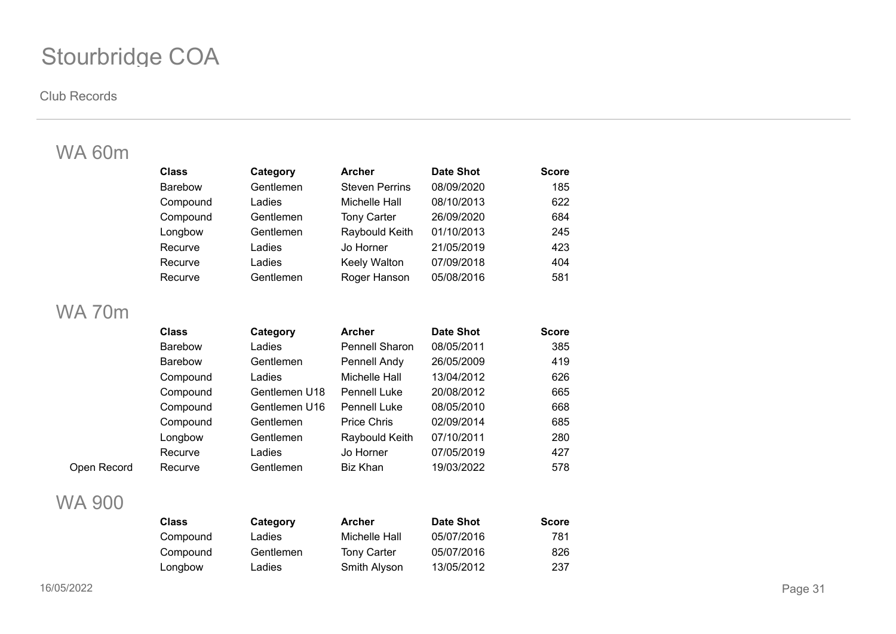# Stourbridge COA

Club Records

## WA 60m

| | Class | Category | Archer | Date Shot | Score |
|---|---|---|---|---|---|
| | Barebow | Gentlemen | Steven Perrins | 08/09/2020 | 185 |
| | Compound | Ladies | Michelle Hall | 08/10/2013 | 622 |
| | Compound | Gentlemen | Tony Carter | 26/09/2020 | 684 |
| | Longbow | Gentlemen | Raybould Keith | 01/10/2013 | 245 |
| | Recurve | Ladies | Jo Horner | 21/05/2019 | 423 |
| | Recurve | Ladies | Keely Walton | 07/09/2018 | 404 |
| | Recurve | Gentlemen | Roger Hanson | 05/08/2016 | 581 |

## WA 70m

| | Class | Category | Archer | Date Shot | Score |
|---|---|---|---|---|---|
| | Barebow | Ladies | Pennell Sharon | 08/05/2011 | 385 |
| | Barebow | Gentlemen | Pennell Andy | 26/05/2009 | 419 |
| | Compound | Ladies | Michelle Hall | 13/04/2012 | 626 |
| | Compound | Gentlemen U18 | Pennell Luke | 20/08/2012 | 665 |
| | Compound | Gentlemen U16 | Pennell Luke | 08/05/2010 | 668 |
| | Compound | Gentlemen | Price Chris | 02/09/2014 | 685 |
| | Longbow | Gentlemen | Raybould Keith | 07/10/2011 | 280 |
| | Recurve | Ladies | Jo Horner | 07/05/2019 | 427 |
| Open Record | Recurve | Gentlemen | Biz Khan | 19/03/2022 | 578 |

## WA 900

| | Class | Category | Archer | Date Shot | Score |
|---|---|---|---|---|---|
| | Compound | Ladies | Michelle Hall | 05/07/2016 | 781 |
| | Compound | Gentlemen | Tony Carter | 05/07/2016 | 826 |
| | Longbow | Ladies | Smith Alyson | 13/05/2012 | 237 |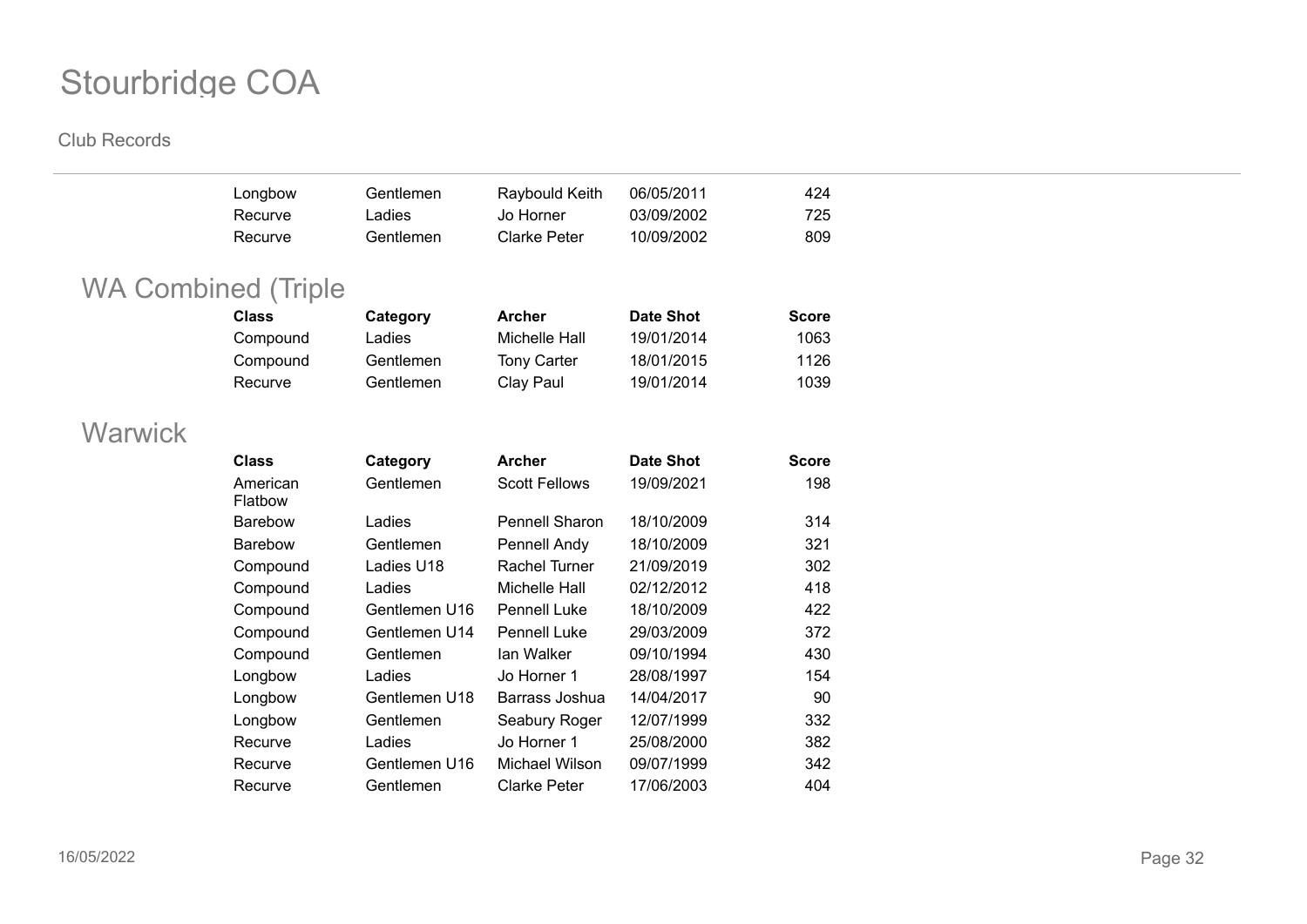| | | | | |
|---|---|---|---|---|
| Longbow | Gentlemen | Raybould Keith | 06/05/2011 | 424 |
| Recurve | Ladies | Jo Horner | 03/09/2002 | 725 |
| Recurve | Gentlemen | Clarke Peter | 10/09/2002 | 809 |

## WA Combined (Triple

| Class | Category | Archer | Date Shot | Score |
|---|---|---|---|---|
| Compound | Ladies | Michelle Hall | 19/01/2014 | 1063 |
| Compound | Gentlemen | Tony Carter | 18/01/2015 | 1126 |
| Recurve | Gentlemen | Clay Paul | 19/01/2014 | 1039 |

## Warwick

| Class | Category | Archer | Date Shot | Score |
|---|---|---|---|---|
| American Flatbow | Gentlemen | Scott Fellows | 19/09/2021 | 198 |
| Barebow | Ladies | Pennell Sharon | 18/10/2009 | 314 |
| Barebow | Gentlemen | Pennell Andy | 18/10/2009 | 321 |
| Compound | Ladies U18 | Rachel Turner | 21/09/2019 | 302 |
| Compound | Ladies | Michelle Hall | 02/12/2012 | 418 |
| Compound | Gentlemen U16 | Pennell Luke | 18/10/2009 | 422 |
| Compound | Gentlemen U14 | Pennell Luke | 29/03/2009 | 372 |
| Compound | Gentlemen | Ian Walker | 09/10/1994 | 430 |
| Longbow | Ladies | Jo Horner 1 | 28/08/1997 | 154 |
| Longbow | Gentlemen U18 | Barrass Joshua | 14/04/2017 | 90 |
| Longbow | Gentlemen | Seabury Roger | 12/07/1999 | 332 |
| Recurve | Ladies | Jo Horner 1 | 25/08/2000 | 382 |
| Recurve | Gentlemen U16 | Michael Wilson | 09/07/1999 | 342 |
| Recurve | Gentlemen | Clarke Peter | 17/06/2003 | 404 |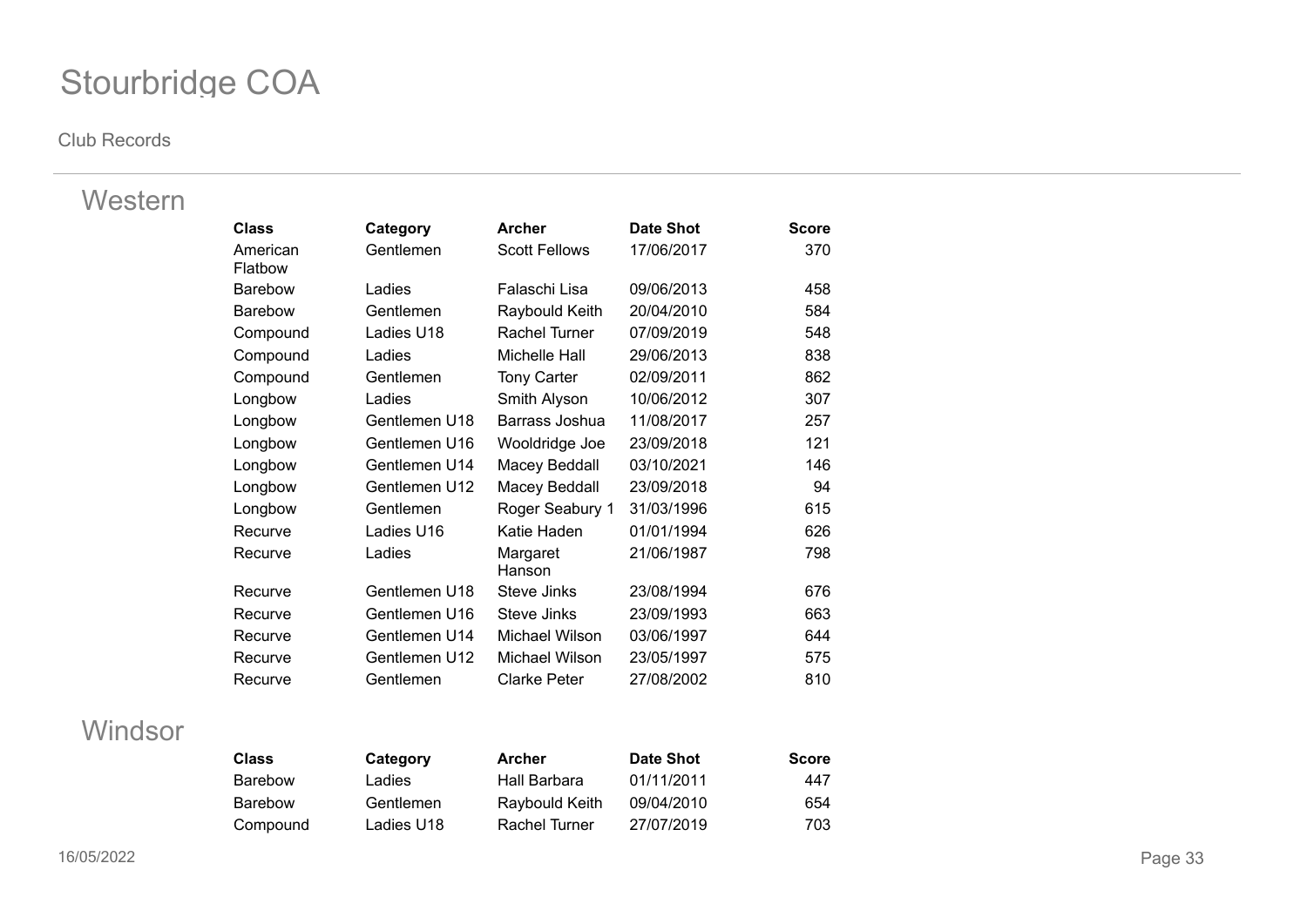# Stourbridge COA

Club Records

## Western

| Class | Category | Archer | Date Shot | Score |
|---|---|---|---|---|
| American Flatbow | Gentlemen | Scott Fellows | 17/06/2017 | 370 |
| Barebow | Ladies | Falaschi Lisa | 09/06/2013 | 458 |
| Barebow | Gentlemen | Raybould Keith | 20/04/2010 | 584 |
| Compound | Ladies U18 | Rachel Turner | 07/09/2019 | 548 |
| Compound | Ladies | Michelle Hall | 29/06/2013 | 838 |
| Compound | Gentlemen | Tony Carter | 02/09/2011 | 862 |
| Longbow | Ladies | Smith Alyson | 10/06/2012 | 307 |
| Longbow | Gentlemen U18 | Barrass Joshua | 11/08/2017 | 257 |
| Longbow | Gentlemen U16 | Wooldridge Joe | 23/09/2018 | 121 |
| Longbow | Gentlemen U14 | Macey Beddall | 03/10/2021 | 146 |
| Longbow | Gentlemen U12 | Macey Beddall | 23/09/2018 | 94 |
| Longbow | Gentlemen | Roger Seabury 1 | 31/03/1996 | 615 |
| Recurve | Ladies U16 | Katie Haden | 01/01/1994 | 626 |
| Recurve | Ladies | Margaret Hanson | 21/06/1987 | 798 |
| Recurve | Gentlemen U18 | Steve Jinks | 23/08/1994 | 676 |
| Recurve | Gentlemen U16 | Steve Jinks | 23/09/1993 | 663 |
| Recurve | Gentlemen U14 | Michael Wilson | 03/06/1997 | 644 |
| Recurve | Gentlemen U12 | Michael Wilson | 23/05/1997 | 575 |
| Recurve | Gentlemen | Clarke Peter | 27/08/2002 | 810 |

## Windsor

| Class | Category | Archer | Date Shot | Score |
|---|---|---|---|---|
| Barebow | Ladies | Hall Barbara | 01/11/2011 | 447 |
| Barebow | Gentlemen | Raybould Keith | 09/04/2010 | 654 |
| Compound | Ladies U18 | Rachel Turner | 27/07/2019 | 703 |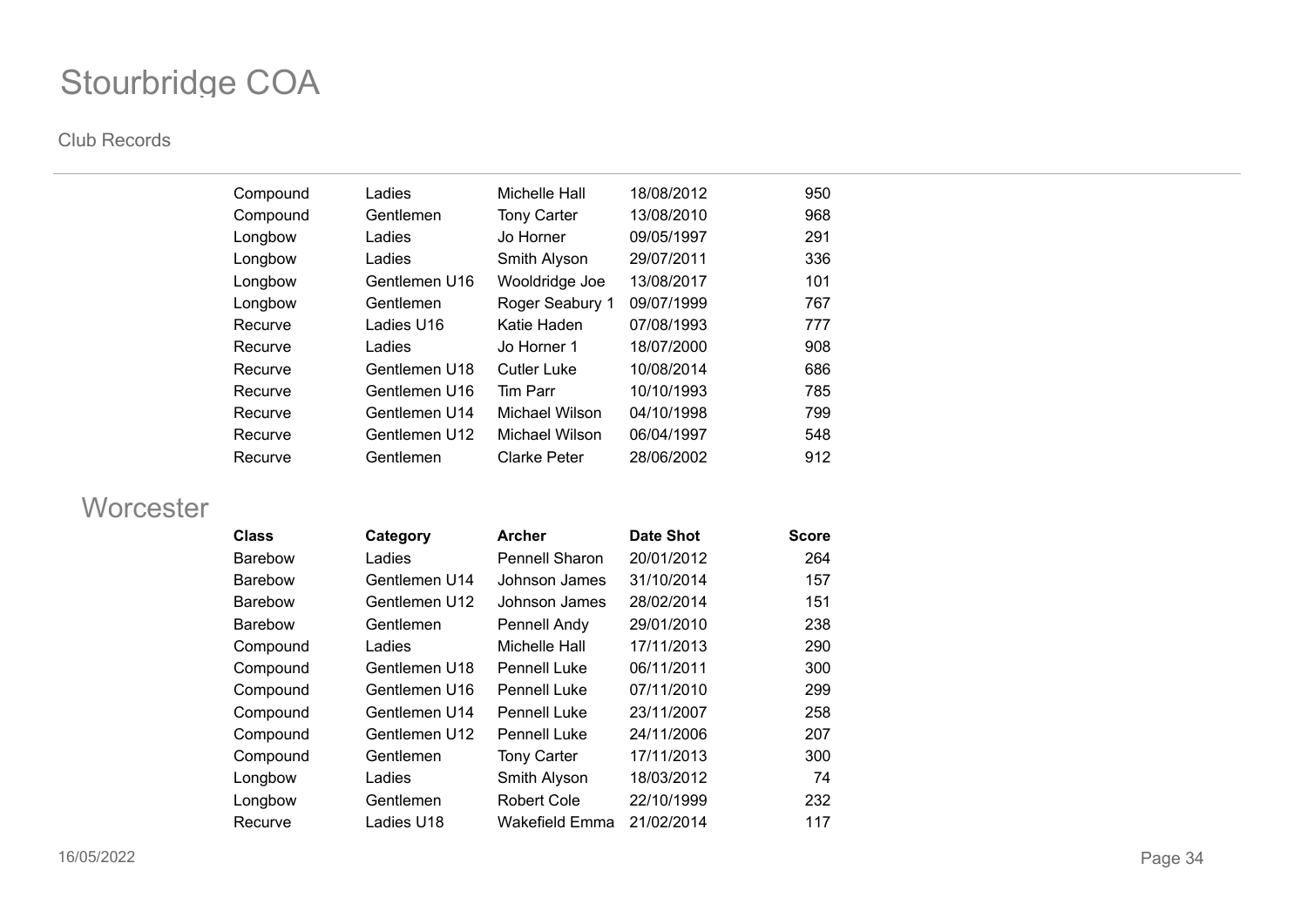## Stourbridge COA

| Class | Category | Archer | Date Shot | Score |
|---|---|---|---|---|
| Compound | Ladies | Michelle Hall | 18/08/2012 | 950 |
| Compound | Gentlemen | Tony Carter | 13/08/2010 | 968 |
| Longbow | Ladies | Jo Horner | 09/05/1997 | 291 |
| Longbow | Ladies | Smith Alyson | 29/07/2011 | 336 |
| Longbow | Gentlemen U16 | Wooldridge Joe | 13/08/2017 | 101 |
| Longbow | Gentlemen | Roger Seabury 1 | 09/07/1999 | 767 |
| Recurve | Ladies U16 | Katie Haden | 07/08/1993 | 777 |
| Recurve | Ladies | Jo Horner 1 | 18/07/2000 | 908 |
| Recurve | Gentlemen U18 | Cutler Luke | 10/08/2014 | 686 |
| Recurve | Gentlemen U16 | Tim Parr | 10/10/1993 | 785 |
| Recurve | Gentlemen U14 | Michael Wilson | 04/10/1998 | 799 |
| Recurve | Gentlemen U12 | Michael Wilson | 06/04/1997 | 548 |
| Recurve | Gentlemen | Clarke Peter | 28/06/2002 | 912 |

## Worcester

| Class | Category | Archer | Date Shot | Score |
|---|---|---|---|---|
| Barebow | Ladies | Pennell Sharon | 20/01/2012 | 264 |
| Barebow | Gentlemen U14 | Johnson James | 31/10/2014 | 157 |
| Barebow | Gentlemen U12 | Johnson James | 28/02/2014 | 151 |
| Barebow | Gentlemen | Pennell Andy | 29/01/2010 | 238 |
| Compound | Ladies | Michelle Hall | 17/11/2013 | 290 |
| Compound | Gentlemen U18 | Pennell Luke | 06/11/2011 | 300 |
| Compound | Gentlemen U16 | Pennell Luke | 07/11/2010 | 299 |
| Compound | Gentlemen U14 | Pennell Luke | 23/11/2007 | 258 |
| Compound | Gentlemen U12 | Pennell Luke | 24/11/2006 | 207 |
| Compound | Gentlemen | Tony Carter | 17/11/2013 | 300 |
| Longbow | Ladies | Smith Alyson | 18/03/2012 | 74 |
| Longbow | Gentlemen | Robert Cole | 22/10/1999 | 232 |
| Recurve | Ladies U18 | Wakefield Emma | 21/02/2014 | 117 |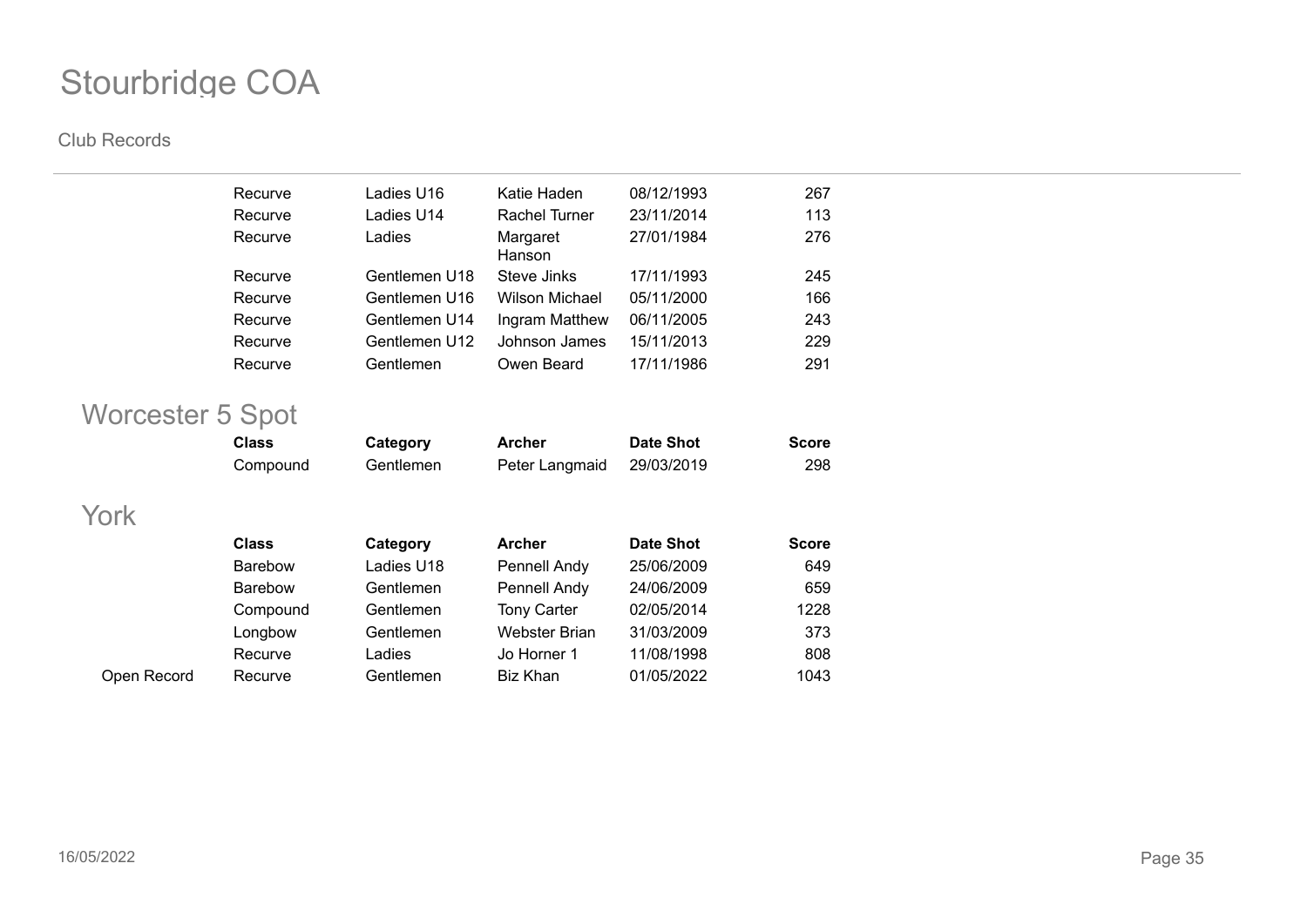| | Class | Category | Archer | Date Shot | Score |
|---|---|---|---|---|---|
| | Recurve | Ladies U16 | Katie Haden | 08/12/1993 | 267 |
| | Recurve | Ladies U14 | Rachel Turner | 23/11/2014 | 113 |
| | Recurve | Ladies | Margaret Hanson | 27/01/1984 | 276 |
| | Recurve | Gentlemen U18 | Steve Jinks | 17/11/1993 | 245 |
| | Recurve | Gentlemen U16 | Wilson Michael | 05/11/2000 | 166 |
| | Recurve | Gentlemen U14 | Ingram Matthew | 06/11/2005 | 243 |
| | Recurve | Gentlemen U12 | Johnson James | 15/11/2013 | 229 |
| | Recurve | Gentlemen | Owen Beard | 17/11/1986 | 291 |

## Worcester 5 Spot

| | Class | Category | Archer | Date Shot | Score |
|---|---|---|---|---|---|
| | Compound | Gentlemen | Peter Langmaid | 29/03/2019 | 298 |

## York

| | Class | Category | Archer | Date Shot | Score |
|---|---|---|---|---|---|
| | Barebow | Ladies U18 | Pennell Andy | 25/06/2009 | 649 |
| | Barebow | Gentlemen | Pennell Andy | 24/06/2009 | 659 |
| | Compound | Gentlemen | Tony Carter | 02/05/2014 | 1228 |
| | Longbow | Gentlemen | Webster Brian | 31/03/2009 | 373 |
| | Recurve | Ladies | Jo Horner 1 | 11/08/1998 | 808 |
| Open Record | Recurve | Gentlemen | Biz Khan | 01/05/2022 | 1043 |